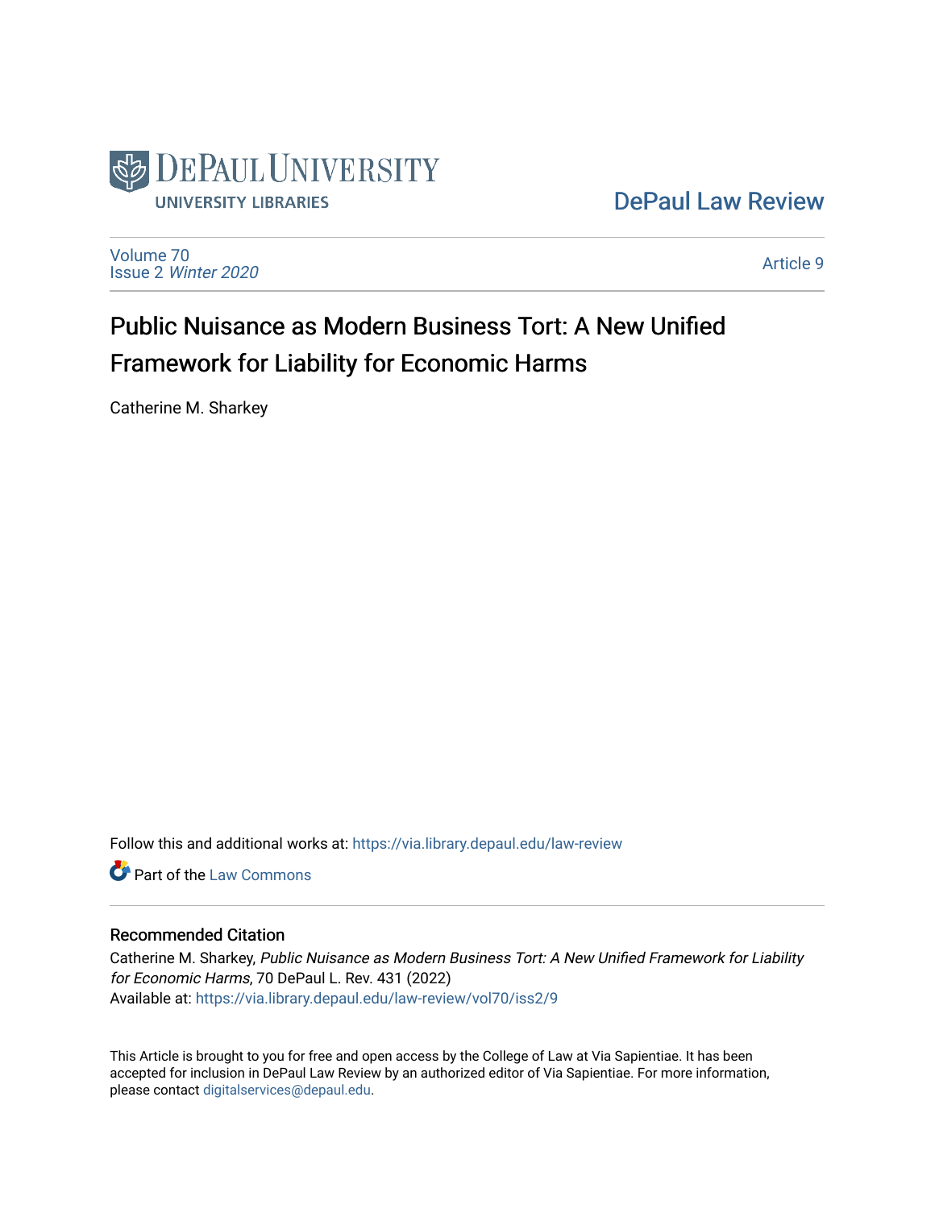DePaul University Libraries

DePaul Law Review

Volume 70
Issue 2 *Winter 2020*

Article 9

# Public Nuisance as Modern Business Tort: A New Unified Framework for Liability for Economic Harms

Catherine M. Sharkey

Follow this and additional works at: https://via.library.depaul.edu/law-review

Part of the Law Commons

## Recommended Citation

Catherine M. Sharkey, *Public Nuisance as Modern Business Tort: A New Unified Framework for Liability for Economic Harms*, 70 DePaul L. Rev. 431 (2022)
Available at: https://via.library.depaul.edu/law-review/vol70/iss2/9

This Article is brought to you for free and open access by the College of Law at Via Sapientiae. It has been accepted for inclusion in DePaul Law Review by an authorized editor of Via Sapientiae. For more information, please contact digitalservices@depaul.edu.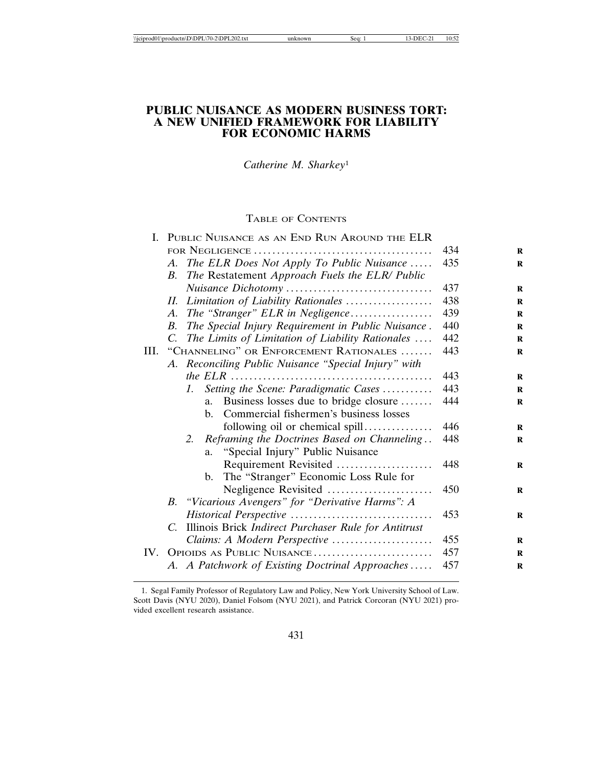# PUBLIC NUISANCE AS MODERN BUSINESS TORT: A NEW UNIFIED FRAMEWORK FOR LIABILITY FOR ECONOMIC HARMS

*Catherine M. Sharkey*[1]

## TABLE OF CONTENTS

I. PUBLIC NUISANCE AS AN END RUN AROUND THE ELR FOR NEGLIGENCE .......... 434
- A. *The ELR Does Not Apply To Public Nuisance* .......... 435
- B. *The* Restatement *Approach Fuels the ELR/ Public Nuisance Dichotomy* .......... 437

*II. Limitation of Liability Rationales* .......... 438
- A. *The "Stranger" ELR in Negligence* .......... 439
- B. *The Special Injury Requirement in Public Nuisance* .......... 440
- C. *The Limits of Limitation of Liability Rationales* .......... 442

III. "CHANNELING" OR ENFORCEMENT RATIONALES .......... 443
- A. *Reconciling Public Nuisance "Special Injury" with the ELR* .......... 443
  - 1. *Setting the Scene: Paradigmatic Cases* .......... 443
    - a. Business losses due to bridge closure .......... 444
    - b. Commercial fishermen's business losses following oil or chemical spill .......... 446
  - 2. *Reframing the Doctrines Based on Channeling* .......... 448
    - a. "Special Injury" Public Nuisance Requirement Revisited .......... 448
    - b. The "Stranger" Economic Loss Rule for Negligence Revisited .......... 450
- B. *"Vicarious Avengers" for "Derivative Harms": A Historical Perspective* .......... 453
- C. Illinois Brick *Indirect Purchaser Rule for Antitrust Claims: A Modern Perspective* .......... 455

IV. OPIOIDS AS PUBLIC NUISANCE .......... 457
- A. *A Patchwork of Existing Doctrinal Approaches* .......... 457

---

1. Segal Family Professor of Regulatory Law and Policy, New York University School of Law. Scott Davis (NYU 2020), Daniel Folsom (NYU 2021), and Patrick Corcoran (NYU 2021) provided excellent research assistance.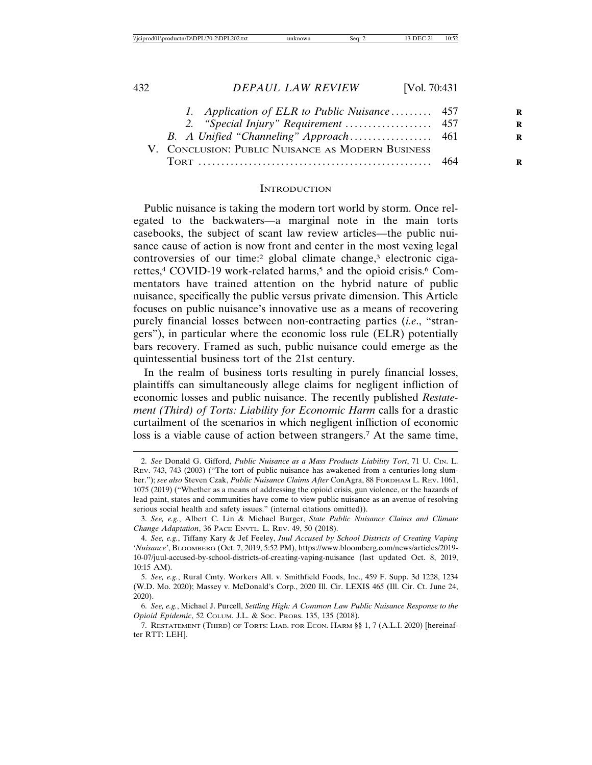1. *Application of ELR to Public Nuisance* ......... 457
2. *"Special Injury" Requirement* .................. 457

B. *A Unified "Channeling" Approach* .................. 461

V. CONCLUSION: PUBLIC NUISANCE AS MODERN BUSINESS TORT .................................................. 464

## INTRODUCTION

Public nuisance is taking the modern tort world by storm. Once relegated to the backwaters—a marginal note in the main torts casebooks, the subject of scant law review articles—the public nuisance cause of action is now front and center in the most vexing legal controversies of our time:[2] global climate change,[3] electronic cigarettes,[4] COVID-19 work-related harms,[5] and the opioid crisis.[6] Commentators have trained attention on the hybrid nature of public nuisance, specifically the public versus private dimension. This Article focuses on public nuisance's innovative use as a means of recovering purely financial losses between non-contracting parties (*i.e.*, "strangers"), in particular where the economic loss rule (ELR) potentially bars recovery. Framed as such, public nuisance could emerge as the quintessential business tort of the 21st century.

In the realm of business torts resulting in purely financial losses, plaintiffs can simultaneously allege claims for negligent infliction of economic losses and public nuisance. The recently published *Restatement (Third) of Torts: Liability for Economic Harm* calls for a drastic curtailment of the scenarios in which negligent infliction of economic loss is a viable cause of action between strangers.[7] At the same time,

---

2. *See* Donald G. Gifford, *Public Nuisance as a Mass Products Liability Tort*, 71 U. CIN. L. REV. 743, 743 (2003) ("The tort of public nuisance has awakened from a centuries-long slumber."); *see also* Steven Czak, *Public Nuisance Claims After* ConAgra, 88 FORDHAM L. REV. 1061, 1075 (2019) ("Whether as a means of addressing the opioid crisis, gun violence, or the hazards of lead paint, states and communities have come to view public nuisance as an avenue of resolving serious social health and safety issues." (internal citations omitted)).

3. *See, e.g.*, Albert C. Lin & Michael Burger, *State Public Nuisance Claims and Climate Change Adaptation*, 36 PACE ENVTL. L. REV. 49, 50 (2018).

4. *See, e.g.*, Tiffany Kary & Jef Feeley, *Juul Accused by School Districts of Creating Vaping 'Nuisance'*, BLOOMBERG (Oct. 7, 2019, 5:52 PM), https://www.bloomberg.com/news/articles/2019-10-07/juul-accused-by-school-districts-of-creating-vaping-nuisance (last updated Oct. 8, 2019, 10:15 AM).

5. *See, e.g.*, Rural Cmty. Workers All. v. Smithfield Foods, Inc., 459 F. Supp. 3d 1228, 1234 (W.D. Mo. 2020); Massey v. McDonald's Corp., 2020 Ill. Cir. LEXIS 465 (Ill. Cir. Ct. June 24, 2020).

6. *See, e.g.*, Michael J. Purcell, *Settling High: A Common Law Public Nuisance Response to the Opioid Epidemic*, 52 COLUM. J.L. & SOC. PROBS. 135, 135 (2018).

7. RESTATEMENT (THIRD) OF TORTS: LIAB. FOR ECON. HARM §§ 1, 7 (A.L.I. 2020) [hereinafter RTT: LEH].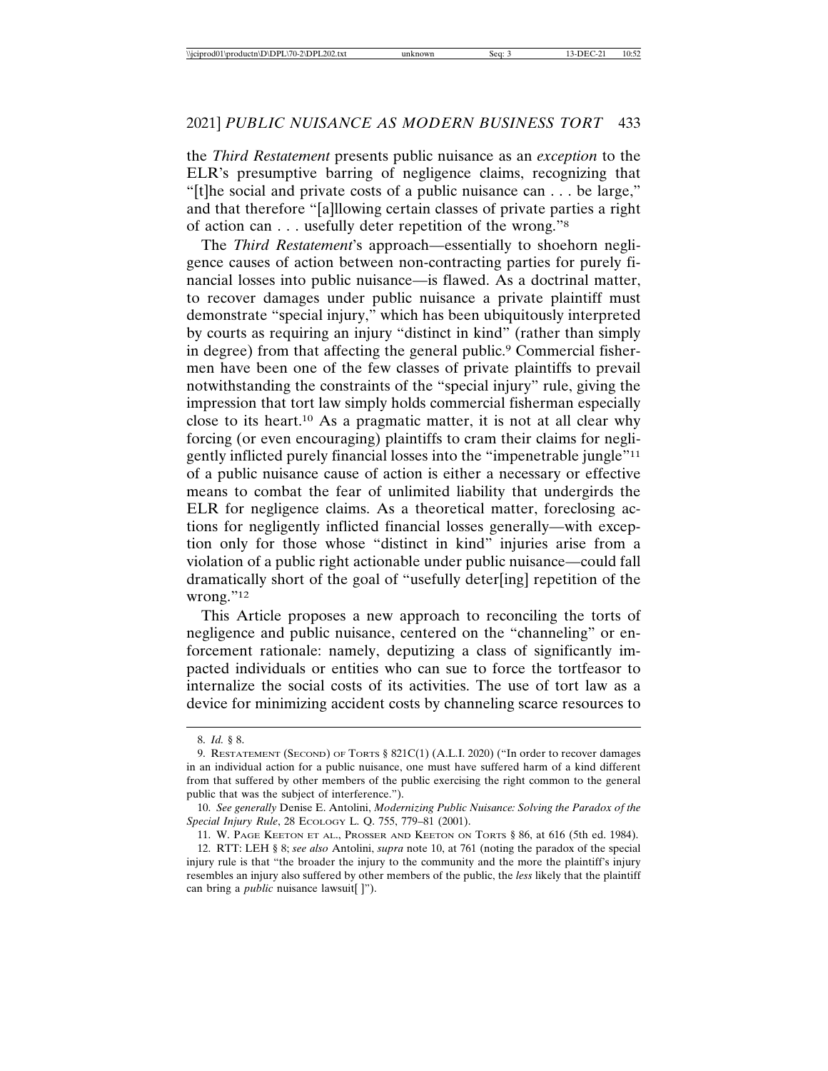the *Third Restatement* presents public nuisance as an *exception* to the ELR's presumptive barring of negligence claims, recognizing that "[t]he social and private costs of a public nuisance can . . . be large," and that therefore "[a]llowing certain classes of private parties a right of action can . . . usefully deter repetition of the wrong."[8]

The *Third Restatement*'s approach—essentially to shoehorn negligence causes of action between non-contracting parties for purely financial losses into public nuisance—is flawed. As a doctrinal matter, to recover damages under public nuisance a private plaintiff must demonstrate "special injury," which has been ubiquitously interpreted by courts as requiring an injury "distinct in kind" (rather than simply in degree) from that affecting the general public.[9] Commercial fishermen have been one of the few classes of private plaintiffs to prevail notwithstanding the constraints of the "special injury" rule, giving the impression that tort law simply holds commercial fisherman especially close to its heart.[10] As a pragmatic matter, it is not at all clear why forcing (or even encouraging) plaintiffs to cram their claims for negligently inflicted purely financial losses into the "impenetrable jungle"[11] of a public nuisance cause of action is either a necessary or effective means to combat the fear of unlimited liability that undergirds the ELR for negligence claims. As a theoretical matter, foreclosing actions for negligently inflicted financial losses generally—with exception only for those whose "distinct in kind" injuries arise from a violation of a public right actionable under public nuisance—could fall dramatically short of the goal of "usefully deter[ing] repetition of the wrong."[12]

This Article proposes a new approach to reconciling the torts of negligence and public nuisance, centered on the "channeling" or enforcement rationale: namely, deputizing a class of significantly impacted individuals or entities who can sue to force the tortfeasor to internalize the social costs of its activities. The use of tort law as a device for minimizing accident costs by channeling scarce resources to

---

8. *Id.* § 8.

9. RESTATEMENT (SECOND) OF TORTS § 821C(1) (A.L.I. 2020) ("In order to recover damages in an individual action for a public nuisance, one must have suffered harm of a kind different from that suffered by other members of the public exercising the right common to the general public that was the subject of interference.").

10. *See generally* Denise E. Antolini, *Modernizing Public Nuisance: Solving the Paradox of the Special Injury Rule*, 28 ECOLOGY L. Q. 755, 779–81 (2001).

11. W. PAGE KEETON ET AL., PROSSER AND KEETON ON TORTS § 86, at 616 (5th ed. 1984).

12. RTT: LEH § 8; *see also* Antolini, *supra* note 10, at 761 (noting the paradox of the special injury rule is that "the broader the injury to the community and the more the plaintiff's injury resembles an injury also suffered by other members of the public, the *less* likely that the plaintiff can bring a *public* nuisance lawsuit[ ]").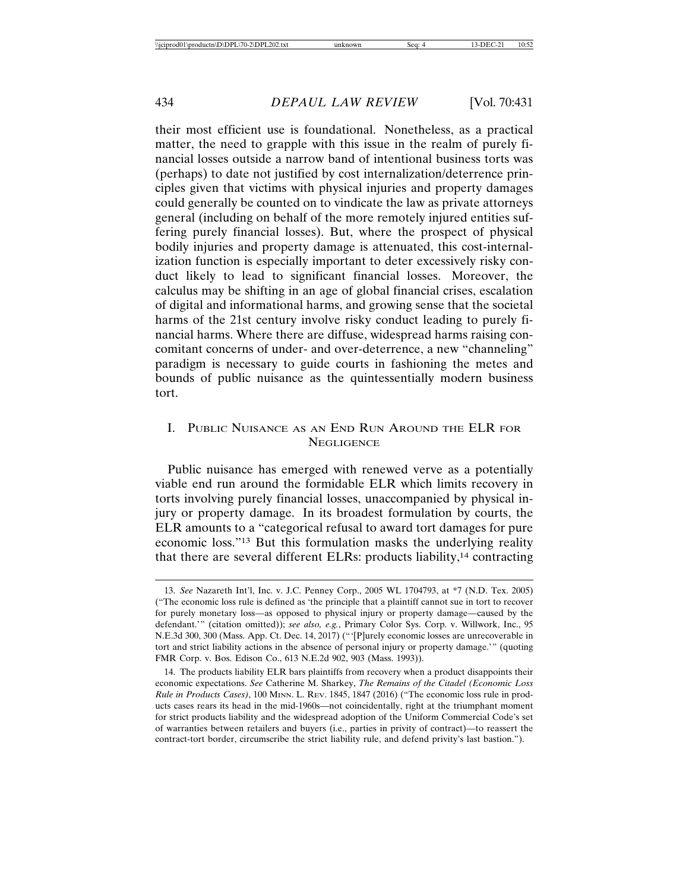their most efficient use is foundational. Nonetheless, as a practical matter, the need to grapple with this issue in the realm of purely financial losses outside a narrow band of intentional business torts was (perhaps) to date not justified by cost internalization/deterrence principles given that victims with physical injuries and property damages could generally be counted on to vindicate the law as private attorneys general (including on behalf of the more remotely injured entities suffering purely financial losses). But, where the prospect of physical bodily injuries and property damage is attenuated, this cost-internalization function is especially important to deter excessively risky conduct likely to lead to significant financial losses. Moreover, the calculus may be shifting in an age of global financial crises, escalation of digital and informational harms, and growing sense that the societal harms of the 21st century involve risky conduct leading to purely financial harms. Where there are diffuse, widespread harms raising concomitant concerns of under- and over-deterrence, a new "channeling" paradigm is necessary to guide courts in fashioning the metes and bounds of public nuisance as the quintessentially modern business tort.

## I. Public Nuisance as an End Run Around the ELR for Negligence

Public nuisance has emerged with renewed verve as a potentially viable end run around the formidable ELR which limits recovery in torts involving purely financial losses, unaccompanied by physical injury or property damage. In its broadest formulation by courts, the ELR amounts to a "categorical refusal to award tort damages for pure economic loss."[13] But this formulation masks the underlying reality that there are several different ELRs: products liability,[14] contracting

---

13. *See* Nazareth Int'l, Inc. v. J.C. Penney Corp., 2005 WL 1704793, at *7 (N.D. Tex. 2005) ("The economic loss rule is defined as 'the principle that a plaintiff cannot sue in tort to recover for purely monetary loss—as opposed to physical injury or property damage—caused by the defendant.'" (citation omitted)); *see also, e.g.*, Primary Color Sys. Corp. v. Willwork, Inc., 95 N.E.3d 300, 300 (Mass. App. Ct. Dec. 14, 2017) ("'[P]urely economic losses are unrecoverable in tort and strict liability actions in the absence of personal injury or property damage.'" (quoting FMR Corp. v. Bos. Edison Co., 613 N.E.2d 902, 903 (Mass. 1993)).

14. The products liability ELR bars plaintiffs from recovery when a product disappoints their economic expectations. *See* Catherine M. Sharkey, *The Remains of the Citadel (Economic Loss Rule in Products Cases)*, 100 Minn. L. Rev. 1845, 1847 (2016) ("The economic loss rule in products cases rears its head in the mid-1960s—not coincidentally, right at the triumphant moment for strict products liability and the widespread adoption of the Uniform Commercial Code's set of warranties between retailers and buyers (i.e., parties in privity of contract)—to reassert the contract-tort border, circumscribe the strict liability rule, and defend privity's last bastion.").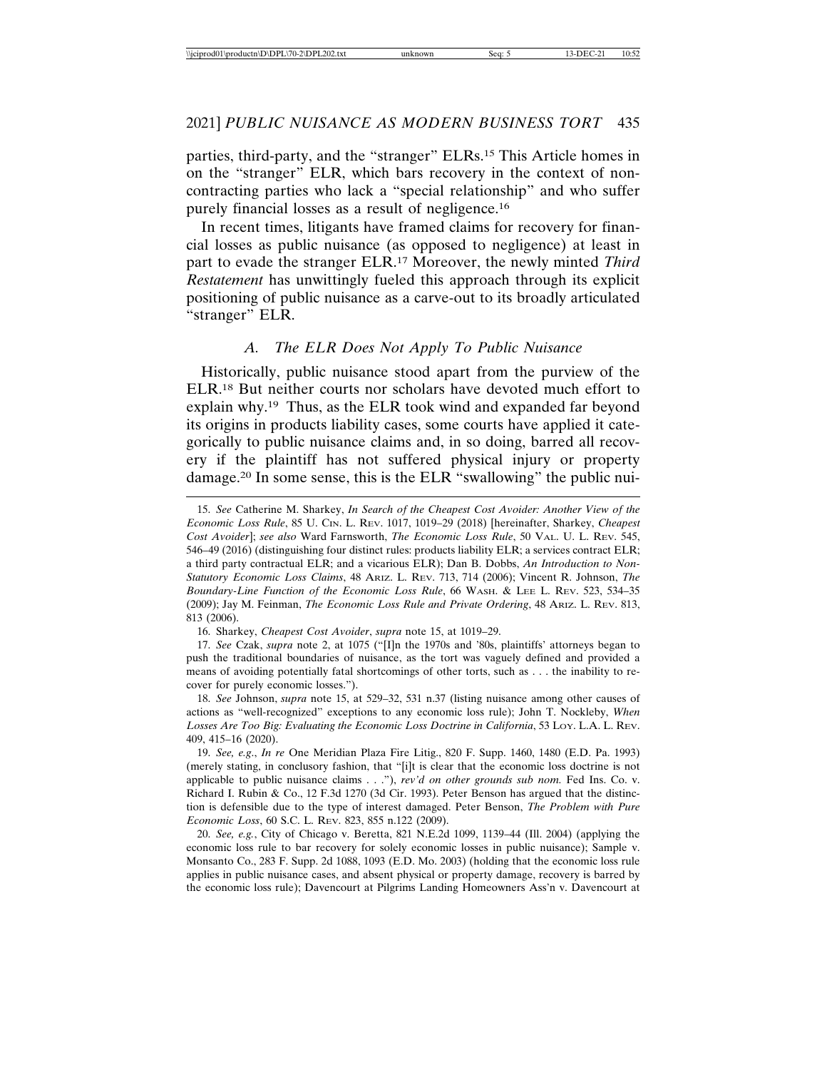parties, third-party, and the "stranger" ELRs.[15] This Article homes in on the "stranger" ELR, which bars recovery in the context of non-contracting parties who lack a "special relationship" and who suffer purely financial losses as a result of negligence.[16]

In recent times, litigants have framed claims for recovery for financial losses as public nuisance (as opposed to negligence) at least in part to evade the stranger ELR.[17] Moreover, the newly minted *Third Restatement* has unwittingly fueled this approach through its explicit positioning of public nuisance as a carve-out to its broadly articulated "stranger" ELR.

### *A. The ELR Does Not Apply To Public Nuisance*

Historically, public nuisance stood apart from the purview of the ELR.[18] But neither courts nor scholars have devoted much effort to explain why.[19] Thus, as the ELR took wind and expanded far beyond its origins in products liability cases, some courts have applied it categorically to public nuisance claims and, in so doing, barred all recovery if the plaintiff has not suffered physical injury or property damage.[20] In some sense, this is the ELR "swallowing" the public nui-

---

15. *See* Catherine M. Sharkey, *In Search of the Cheapest Cost Avoider: Another View of the Economic Loss Rule*, 85 U. CIN. L. REV. 1017, 1019–29 (2018) [hereinafter, Sharkey, *Cheapest Cost Avoider*]; *see also* Ward Farnsworth, *The Economic Loss Rule*, 50 VAL. U. L. REV. 545, 546–49 (2016) (distinguishing four distinct rules: products liability ELR; a services contract ELR; a third party contractual ELR; and a vicarious ELR); Dan B. Dobbs, *An Introduction to Non-Statutory Economic Loss Claims*, 48 ARIZ. L. REV. 713, 714 (2006); Vincent R. Johnson, *The Boundary-Line Function of the Economic Loss Rule*, 66 WASH. & LEE L. REV. 523, 534–35 (2009); Jay M. Feinman, *The Economic Loss Rule and Private Ordering*, 48 ARIZ. L. REV. 813, 813 (2006).

16. Sharkey, *Cheapest Cost Avoider*, *supra* note 15, at 1019–29.

17. *See* Czak, *supra* note 2, at 1075 ("[I]n the 1970s and '80s, plaintiffs' attorneys began to push the traditional boundaries of nuisance, as the tort was vaguely defined and provided a means of avoiding potentially fatal shortcomings of other torts, such as . . . the inability to recover for purely economic losses.").

18. *See* Johnson, *supra* note 15, at 529–32, 531 n.37 (listing nuisance among other causes of actions as "well-recognized" exceptions to any economic loss rule); John T. Nockleby, *When Losses Are Too Big: Evaluating the Economic Loss Doctrine in California*, 53 LOY. L.A. L. REV. 409, 415–16 (2020).

19. *See, e.g.*, *In re* One Meridian Plaza Fire Litig., 820 F. Supp. 1460, 1480 (E.D. Pa. 1993) (merely stating, in conclusory fashion, that "[i]t is clear that the economic loss doctrine is not applicable to public nuisance claims . . ."), *rev'd on other grounds sub nom.* Fed Ins. Co. v. Richard I. Rubin & Co., 12 F.3d 1270 (3d Cir. 1993). Peter Benson has argued that the distinction is defensible due to the type of interest damaged. Peter Benson, *The Problem with Pure Economic Loss*, 60 S.C. L. REV. 823, 855 n.122 (2009).

20. *See, e.g.*, City of Chicago v. Beretta, 821 N.E.2d 1099, 1139–44 (Ill. 2004) (applying the economic loss rule to bar recovery for solely economic losses in public nuisance); Sample v. Monsanto Co., 283 F. Supp. 2d 1088, 1093 (E.D. Mo. 2003) (holding that the economic loss rule applies in public nuisance cases, and absent physical or property damage, recovery is barred by the economic loss rule); Davencourt at Pilgrims Landing Homeowners Ass'n v. Davencourt at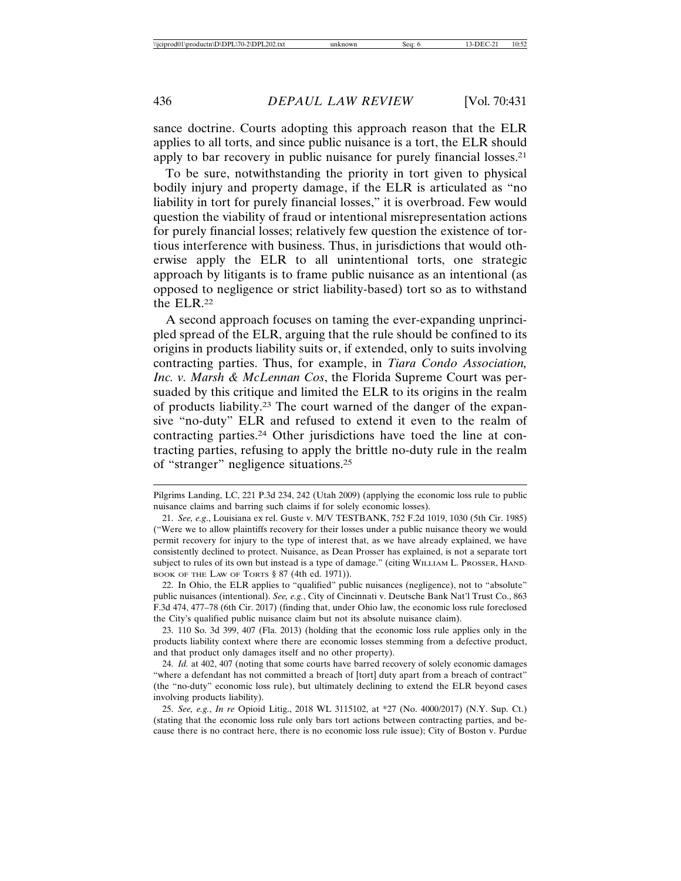sance doctrine. Courts adopting this approach reason that the ELR applies to all torts, and since public nuisance is a tort, the ELR should apply to bar recovery in public nuisance for purely financial losses.[21]

To be sure, notwithstanding the priority in tort given to physical bodily injury and property damage, if the ELR is articulated as "no liability in tort for purely financial losses," it is overbroad. Few would question the viability of fraud or intentional misrepresentation actions for purely financial losses; relatively few question the existence of tortious interference with business. Thus, in jurisdictions that would otherwise apply the ELR to all unintentional torts, one strategic approach by litigants is to frame public nuisance as an intentional (as opposed to negligence or strict liability-based) tort so as to withstand the ELR.[22]

A second approach focuses on taming the ever-expanding unprincipled spread of the ELR, arguing that the rule should be confined to its origins in products liability suits or, if extended, only to suits involving contracting parties. Thus, for example, in *Tiara Condo Association, Inc. v. Marsh & McLennan Cos*, the Florida Supreme Court was persuaded by this critique and limited the ELR to its origins in the realm of products liability.[23] The court warned of the danger of the expansive "no-duty" ELR and refused to extend it even to the realm of contracting parties.[24] Other jurisdictions have toed the line at contracting parties, refusing to apply the brittle no-duty rule in the realm of "stranger" negligence situations.[25]

---

Pilgrims Landing, LC, 221 P.3d 234, 242 (Utah 2009) (applying the economic loss rule to public nuisance claims and barring such claims if for solely economic losses).

21. *See, e.g.*, Louisiana ex rel. Guste v. M/V TESTBANK, 752 F.2d 1019, 1030 (5th Cir. 1985) ("Were we to allow plaintiffs recovery for their losses under a public nuisance theory we would permit recovery for injury to the type of interest that, as we have already explained, we have consistently declined to protect. Nuisance, as Dean Prosser has explained, is not a separate tort subject to rules of its own but instead is a type of damage." (citing WILLIAM L. PROSSER, HANDBOOK OF THE LAW OF TORTS § 87 (4th ed. 1971)).

22. In Ohio, the ELR applies to "qualified" public nuisances (negligence), not to "absolute" public nuisances (intentional). *See, e.g.*, City of Cincinnati v. Deutsche Bank Nat'l Trust Co., 863 F.3d 474, 477–78 (6th Cir. 2017) (finding that, under Ohio law, the economic loss rule foreclosed the City's qualified public nuisance claim but not its absolute nuisance claim).

23. 110 So. 3d 399, 407 (Fla. 2013) (holding that the economic loss rule applies only in the products liability context where there are economic losses stemming from a defective product, and that product only damages itself and no other property).

24. *Id.* at 402, 407 (noting that some courts have barred recovery of solely economic damages "where a defendant has not committed a breach of [tort] duty apart from a breach of contract" (the "no-duty" economic loss rule), but ultimately declining to extend the ELR beyond cases involving products liability).

25. *See, e.g.*, *In re* Opioid Litig., 2018 WL 3115102, at *27 (No. 4000/2017) (N.Y. Sup. Ct.) (stating that the economic loss rule only bars tort actions between contracting parties, and because there is no contract here, there is no economic loss rule issue); City of Boston v. Purdue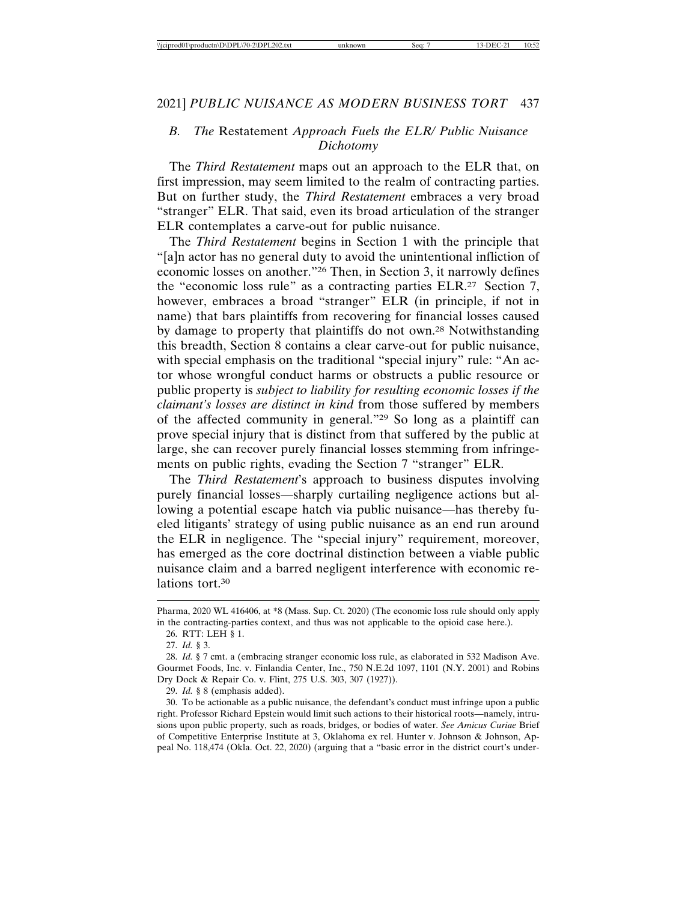### B. The *Restatement* Approach Fuels the ELR/ Public Nuisance Dichotomy

The *Third Restatement* maps out an approach to the ELR that, on first impression, may seem limited to the realm of contracting parties. But on further study, the *Third Restatement* embraces a very broad "stranger" ELR. That said, even its broad articulation of the stranger ELR contemplates a carve-out for public nuisance.

The *Third Restatement* begins in Section 1 with the principle that "[a]n actor has no general duty to avoid the unintentional infliction of economic losses on another."[26] Then, in Section 3, it narrowly defines the "economic loss rule" as a contracting parties ELR.[27] Section 7, however, embraces a broad "stranger" ELR (in principle, if not in name) that bars plaintiffs from recovering for financial losses caused by damage to property that plaintiffs do not own.[28] Notwithstanding this breadth, Section 8 contains a clear carve-out for public nuisance, with special emphasis on the traditional "special injury" rule: "An actor whose wrongful conduct harms or obstructs a public resource or public property is *subject to liability for resulting economic losses if the claimant's losses are distinct in kind* from those suffered by members of the affected community in general."[29] So long as a plaintiff can prove special injury that is distinct from that suffered by the public at large, she can recover purely financial losses stemming from infringements on public rights, evading the Section 7 "stranger" ELR.

The *Third Restatement*'s approach to business disputes involving purely financial losses—sharply curtailing negligence actions but allowing a potential escape hatch via public nuisance—has thereby fueled litigants' strategy of using public nuisance as an end run around the ELR in negligence. The "special injury" requirement, moreover, has emerged as the core doctrinal distinction between a viable public nuisance claim and a barred negligent interference with economic relations tort.[30]

---

Pharma, 2020 WL 416406, at *8 (Mass. Sup. Ct. 2020) (The economic loss rule should only apply in the contracting-parties context, and thus was not applicable to the opioid case here.).

26. RTT: LEH § 1.

27. *Id.* § 3.

28. *Id.* § 7 cmt. a (embracing stranger economic loss rule, as elaborated in 532 Madison Ave. Gourmet Foods, Inc. v. Finlandia Center, Inc., 750 N.E.2d 1097, 1101 (N.Y. 2001) and Robins Dry Dock & Repair Co. v. Flint, 275 U.S. 303, 307 (1927)).

29. *Id.* § 8 (emphasis added).

30. To be actionable as a public nuisance, the defendant's conduct must infringe upon a public right. Professor Richard Epstein would limit such actions to their historical roots—namely, intrusions upon public property, such as roads, bridges, or bodies of water. *See Amicus Curiae* Brief of Competitive Enterprise Institute at 3, Oklahoma ex rel. Hunter v. Johnson & Johnson, Appeal No. 118,474 (Okla. Oct. 22, 2020) (arguing that a "basic error in the district court's under-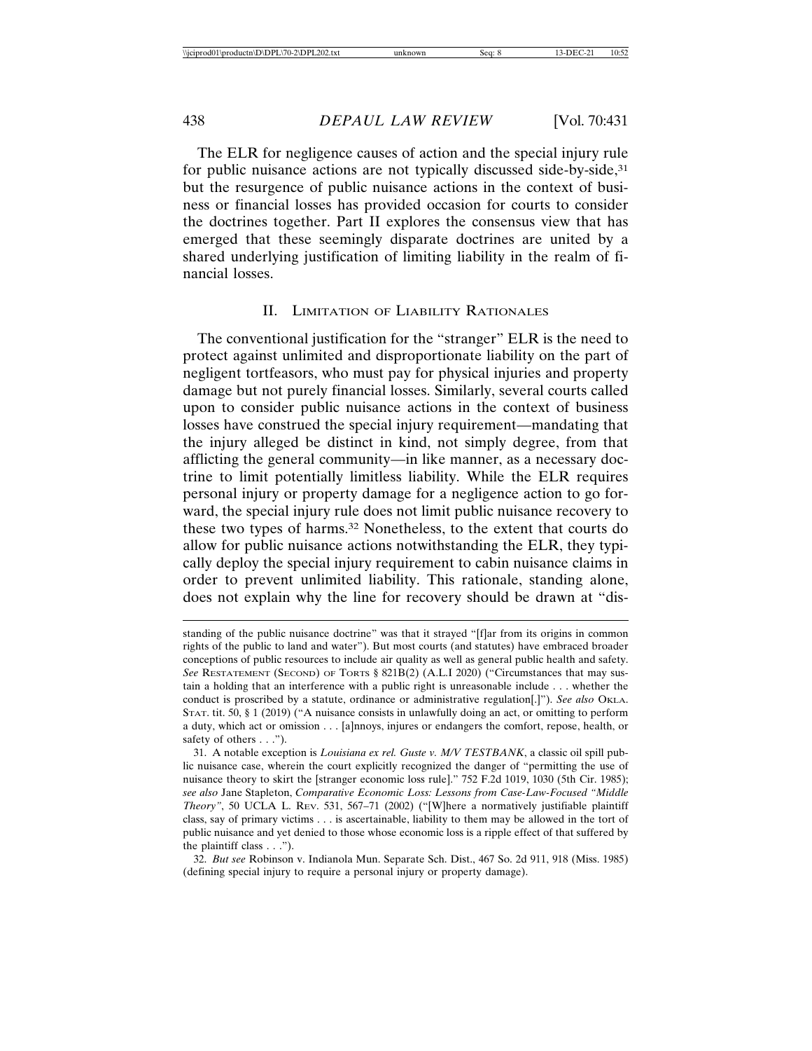The ELR for negligence causes of action and the special injury rule for public nuisance actions are not typically discussed side-by-side,[31] but the resurgence of public nuisance actions in the context of business or financial losses has provided occasion for courts to consider the doctrines together. Part II explores the consensus view that has emerged that these seemingly disparate doctrines are united by a shared underlying justification of limiting liability in the realm of financial losses.

## II. Limitation of Liability Rationales

The conventional justification for the "stranger" ELR is the need to protect against unlimited and disproportionate liability on the part of negligent tortfeasors, who must pay for physical injuries and property damage but not purely financial losses. Similarly, several courts called upon to consider public nuisance actions in the context of business losses have construed the special injury requirement—mandating that the injury alleged be distinct in kind, not simply degree, from that afflicting the general community—in like manner, as a necessary doctrine to limit potentially limitless liability. While the ELR requires personal injury or property damage for a negligence action to go forward, the special injury rule does not limit public nuisance recovery to these two types of harms.[32] Nonetheless, to the extent that courts do allow for public nuisance actions notwithstanding the ELR, they typically deploy the special injury requirement to cabin nuisance claims in order to prevent unlimited liability. This rationale, standing alone, does not explain why the line for recovery should be drawn at "dis-

---

standing of the public nuisance doctrine" was that it strayed "[f]ar from its origins in common rights of the public to land and water"). But most courts (and statutes) have embraced broader conceptions of public resources to include air quality as well as general public health and safety. *See* Restatement (Second) of Torts § 821B(2) (A.L.I 2020) ("Circumstances that may sustain a holding that an interference with a public right is unreasonable include . . . whether the conduct is proscribed by a statute, ordinance or administrative regulation[.]"). *See also* Okla. Stat. tit. 50, § 1 (2019) ("A nuisance consists in unlawfully doing an act, or omitting to perform a duty, which act or omission . . . [a]nnoys, injures or endangers the comfort, repose, health, or safety of others . . .").

31. A notable exception is *Louisiana ex rel. Guste v. M/V TESTBANK*, a classic oil spill public nuisance case, wherein the court explicitly recognized the danger of "permitting the use of nuisance theory to skirt the [stranger economic loss rule]." 752 F.2d 1019, 1030 (5th Cir. 1985); *see also* Jane Stapleton, *Comparative Economic Loss: Lessons from Case-Law-Focused "Middle Theory"*, 50 UCLA L. Rev. 531, 567–71 (2002) ("[W]here a normatively justifiable plaintiff class, say of primary victims . . . is ascertainable, liability to them may be allowed in the tort of public nuisance and yet denied to those whose economic loss is a ripple effect of that suffered by the plaintiff class . . .").

32. *But see* Robinson v. Indianola Mun. Separate Sch. Dist., 467 So. 2d 911, 918 (Miss. 1985) (defining special injury to require a personal injury or property damage).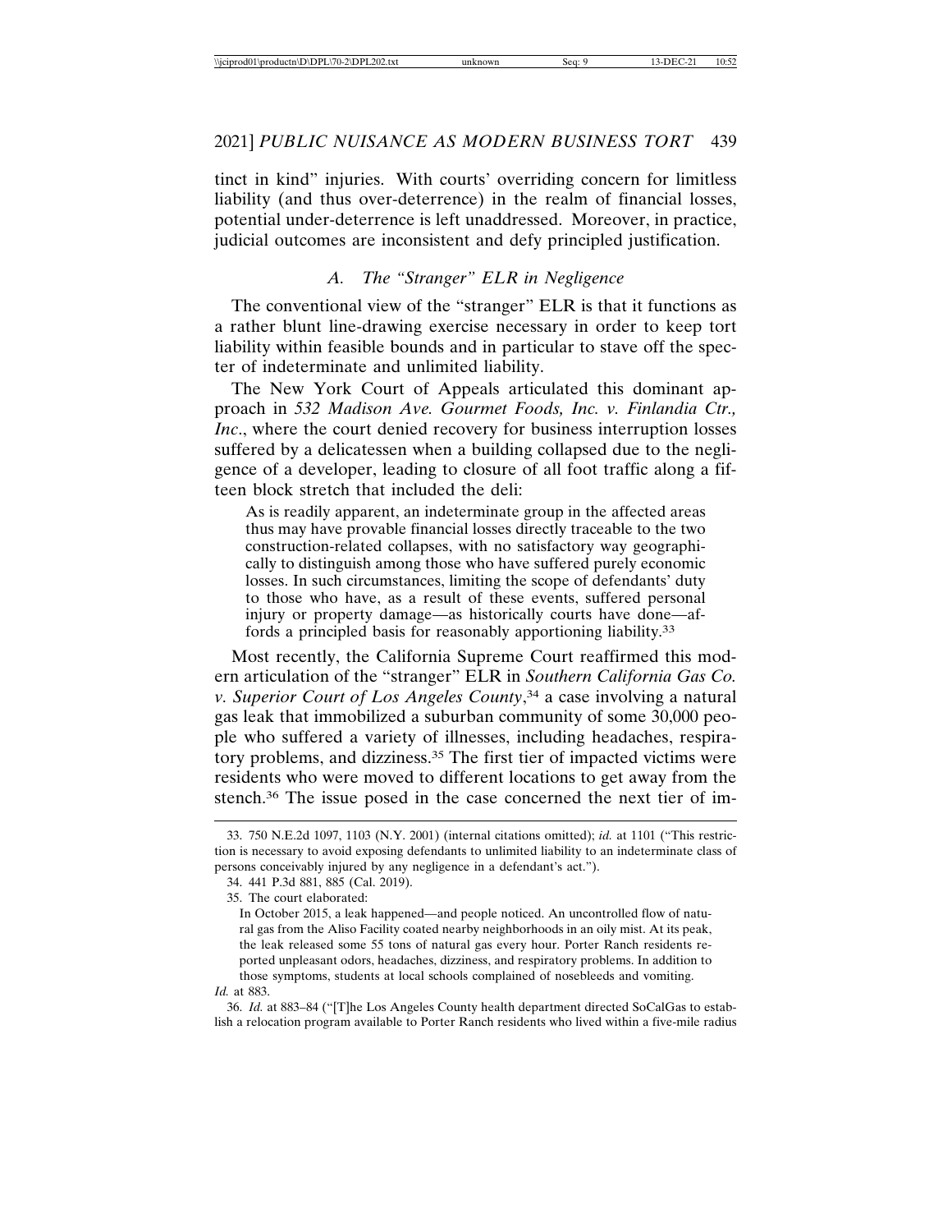tinct in kind" injuries. With courts' overriding concern for limitless liability (and thus over-deterrence) in the realm of financial losses, potential under-deterrence is left unaddressed. Moreover, in practice, judicial outcomes are inconsistent and defy principled justification.

### *A. The "Stranger" ELR in Negligence*

The conventional view of the "stranger" ELR is that it functions as a rather blunt line-drawing exercise necessary in order to keep tort liability within feasible bounds and in particular to stave off the specter of indeterminate and unlimited liability.

The New York Court of Appeals articulated this dominant approach in *532 Madison Ave. Gourmet Foods, Inc. v. Finlandia Ctr., Inc*., where the court denied recovery for business interruption losses suffered by a delicatessen when a building collapsed due to the negligence of a developer, leading to closure of all foot traffic along a fifteen block stretch that included the deli:

> As is readily apparent, an indeterminate group in the affected areas thus may have provable financial losses directly traceable to the two construction-related collapses, with no satisfactory way geographically to distinguish among those who have suffered purely economic losses. In such circumstances, limiting the scope of defendants' duty to those who have, as a result of these events, suffered personal injury or property damage—as historically courts have done—affords a principled basis for reasonably apportioning liability.[33]

Most recently, the California Supreme Court reaffirmed this modern articulation of the "stranger" ELR in *Southern California Gas Co. v. Superior Court of Los Angeles County*,[34] a case involving a natural gas leak that immobilized a suburban community of some 30,000 people who suffered a variety of illnesses, including headaches, respiratory problems, and dizziness.[35] The first tier of impacted victims were residents who were moved to different locations to get away from the stench.[36] The issue posed in the case concerned the next tier of im-

---

33. 750 N.E.2d 1097, 1103 (N.Y. 2001) (internal citations omitted); *id.* at 1101 ("This restriction is necessary to avoid exposing defendants to unlimited liability to an indeterminate class of persons conceivably injured by any negligence in a defendant's act.").

34. 441 P.3d 881, 885 (Cal. 2019).

35. The court elaborated:

> In October 2015, a leak happened—and people noticed. An uncontrolled flow of natural gas from the Aliso Facility coated nearby neighborhoods in an oily mist. At its peak, the leak released some 55 tons of natural gas every hour. Porter Ranch residents reported unpleasant odors, headaches, dizziness, and respiratory problems. In addition to those symptoms, students at local schools complained of nosebleeds and vomiting.

*Id.* at 883.

36. *Id.* at 883–84 ("[T]he Los Angeles County health department directed SoCalGas to establish a relocation program available to Porter Ranch residents who lived within a five-mile radius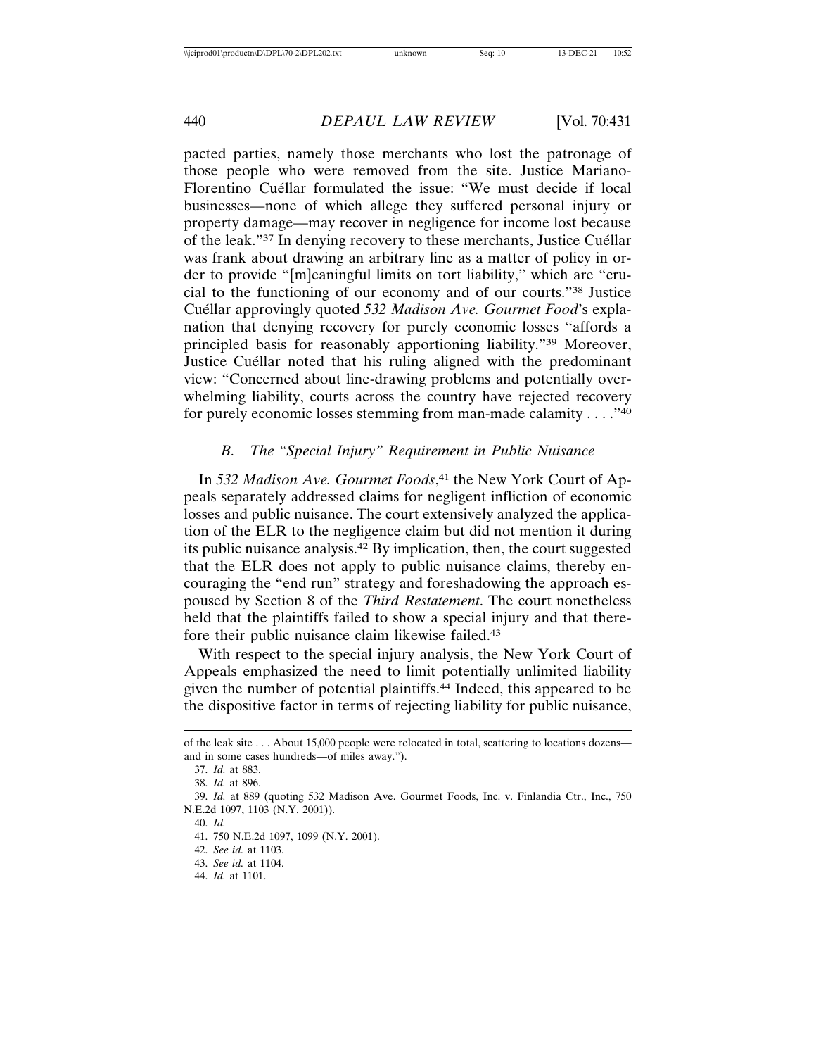pacted parties, namely those merchants who lost the patronage of those people who were removed from the site. Justice Mariano-Florentino Cuéllar formulated the issue: "We must decide if local businesses—none of which allege they suffered personal injury or property damage—may recover in negligence for income lost because of the leak."[37] In denying recovery to these merchants, Justice Cuéllar was frank about drawing an arbitrary line as a matter of policy in order to provide "[m]eaningful limits on tort liability," which are "crucial to the functioning of our economy and of our courts."[38] Justice Cuéllar approvingly quoted *532 Madison Ave. Gourmet Food*'s explanation that denying recovery for purely economic losses "affords a principled basis for reasonably apportioning liability."[39] Moreover, Justice Cuéllar noted that his ruling aligned with the predominant view: "Concerned about line-drawing problems and potentially overwhelming liability, courts across the country have rejected recovery for purely economic losses stemming from man-made calamity . . . ."[40]

### *B. The "Special Injury" Requirement in Public Nuisance*

In *532 Madison Ave. Gourmet Foods*,[41] the New York Court of Appeals separately addressed claims for negligent infliction of economic losses and public nuisance. The court extensively analyzed the application of the ELR to the negligence claim but did not mention it during its public nuisance analysis.[42] By implication, then, the court suggested that the ELR does not apply to public nuisance claims, thereby encouraging the "end run" strategy and foreshadowing the approach espoused by Section 8 of the *Third Restatement*. The court nonetheless held that the plaintiffs failed to show a special injury and that therefore their public nuisance claim likewise failed.[43]

With respect to the special injury analysis, the New York Court of Appeals emphasized the need to limit potentially unlimited liability given the number of potential plaintiffs.[44] Indeed, this appeared to be the dispositive factor in terms of rejecting liability for public nuisance,

---

of the leak site . . . About 15,000 people were relocated in total, scattering to locations dozens—and in some cases hundreds—of miles away.").

37. *Id.* at 883.

38. *Id.* at 896.

39. *Id.* at 889 (quoting 532 Madison Ave. Gourmet Foods, Inc. v. Finlandia Ctr., Inc., 750 N.E.2d 1097, 1103 (N.Y. 2001)).

40. *Id.*

41. 750 N.E.2d 1097, 1099 (N.Y. 2001).

42. *See id.* at 1103.

43. *See id.* at 1104.

44. *Id.* at 1101.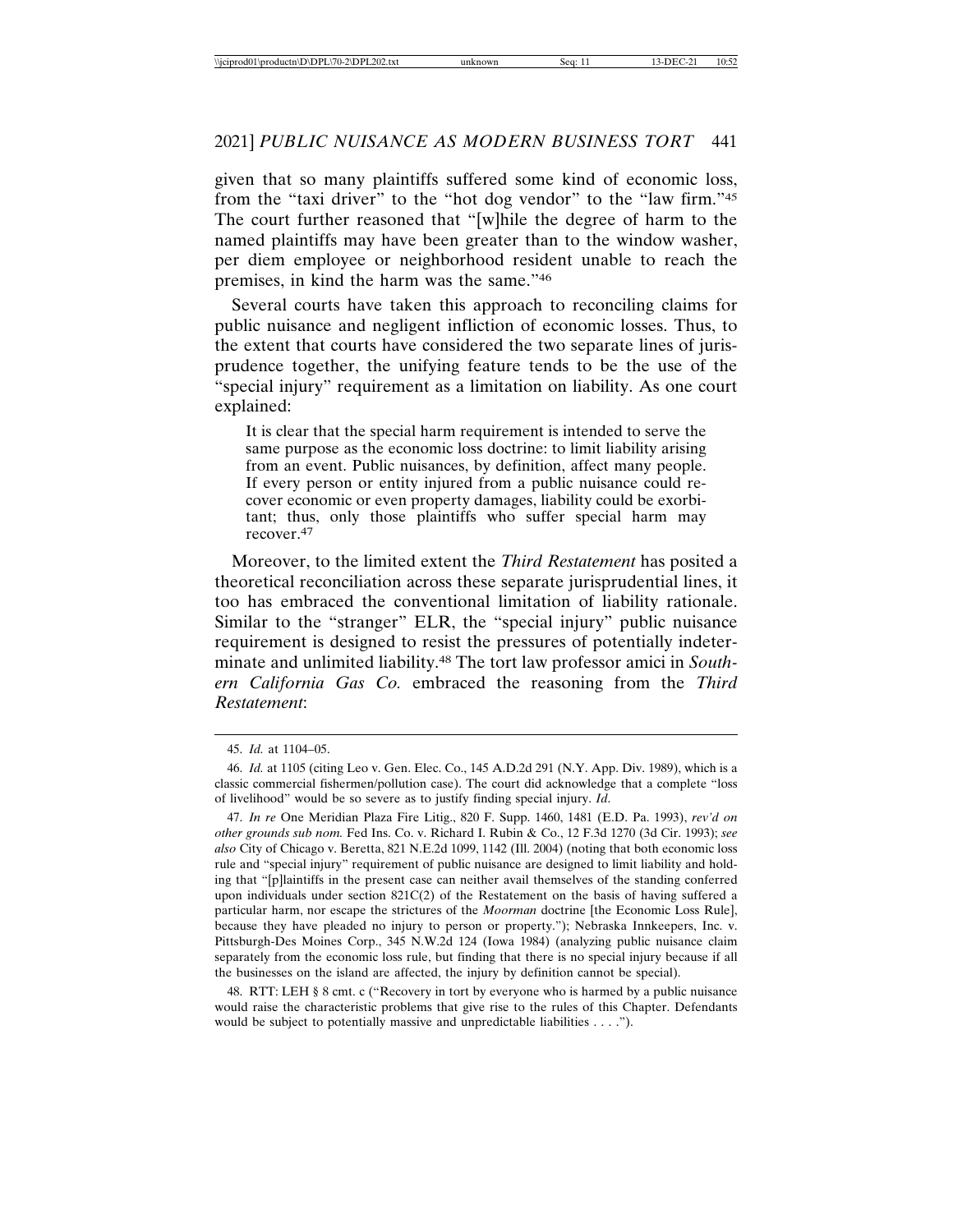given that so many plaintiffs suffered some kind of economic loss, from the "taxi driver" to the "hot dog vendor" to the "law firm."[45] The court further reasoned that "[w]hile the degree of harm to the named plaintiffs may have been greater than to the window washer, per diem employee or neighborhood resident unable to reach the premises, in kind the harm was the same."[46]

Several courts have taken this approach to reconciling claims for public nuisance and negligent infliction of economic losses. Thus, to the extent that courts have considered the two separate lines of jurisprudence together, the unifying feature tends to be the use of the "special injury" requirement as a limitation on liability. As one court explained:

> It is clear that the special harm requirement is intended to serve the same purpose as the economic loss doctrine: to limit liability arising from an event. Public nuisances, by definition, affect many people. If every person or entity injured from a public nuisance could recover economic or even property damages, liability could be exorbitant; thus, only those plaintiffs who suffer special harm may recover.[47]

Moreover, to the limited extent the *Third Restatement* has posited a theoretical reconciliation across these separate jurisprudential lines, it too has embraced the conventional limitation of liability rationale. Similar to the "stranger" ELR, the "special injury" public nuisance requirement is designed to resist the pressures of potentially indeterminate and unlimited liability.[48] The tort law professor amici in *Southern California Gas Co.* embraced the reasoning from the *Third Restatement*:

---

45. *Id.* at 1104–05.

46. *Id.* at 1105 (citing Leo v. Gen. Elec. Co., 145 A.D.2d 291 (N.Y. App. Div. 1989), which is a classic commercial fishermen/pollution case). The court did acknowledge that a complete "loss of livelihood" would be so severe as to justify finding special injury. *Id*.

47. *In re* One Meridian Plaza Fire Litig., 820 F. Supp. 1460, 1481 (E.D. Pa. 1993), *rev'd on other grounds sub nom.* Fed Ins. Co. v. Richard I. Rubin & Co., 12 F.3d 1270 (3d Cir. 1993); *see also* City of Chicago v. Beretta, 821 N.E.2d 1099, 1142 (Ill. 2004) (noting that both economic loss rule and "special injury" requirement of public nuisance are designed to limit liability and holding that "[p]laintiffs in the present case can neither avail themselves of the standing conferred upon individuals under section 821C(2) of the Restatement on the basis of having suffered a particular harm, nor escape the strictures of the *Moorman* doctrine [the Economic Loss Rule], because they have pleaded no injury to person or property."); Nebraska Innkeepers, Inc. v. Pittsburgh-Des Moines Corp., 345 N.W.2d 124 (Iowa 1984) (analyzing public nuisance claim separately from the economic loss rule, but finding that there is no special injury because if all the businesses on the island are affected, the injury by definition cannot be special).

48. RTT: LEH § 8 cmt. c ("Recovery in tort by everyone who is harmed by a public nuisance would raise the characteristic problems that give rise to the rules of this Chapter. Defendants would be subject to potentially massive and unpredictable liabilities . . . .").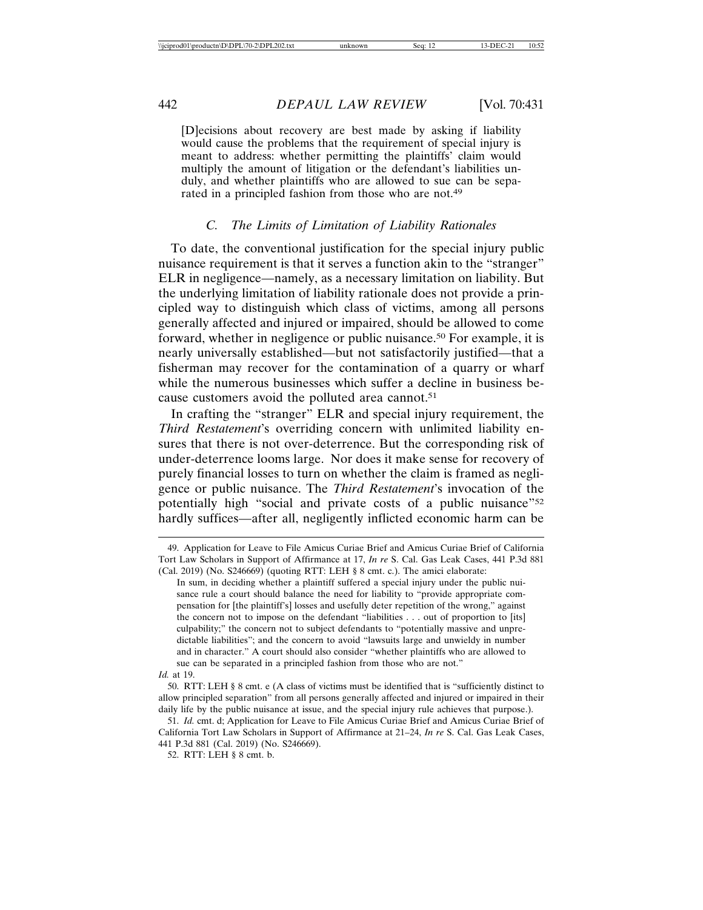> [D]ecisions about recovery are best made by asking if liability would cause the problems that the requirement of special injury is meant to address: whether permitting the plaintiffs' claim would multiply the amount of litigation or the defendant's liabilities unduly, and whether plaintiffs who are allowed to sue can be separated in a principled fashion from those who are not.[49]

### C. *The Limits of Limitation of Liability Rationales*

To date, the conventional justification for the special injury public nuisance requirement is that it serves a function akin to the "stranger" ELR in negligence—namely, as a necessary limitation on liability. But the underlying limitation of liability rationale does not provide a principled way to distinguish which class of victims, among all persons generally affected and injured or impaired, should be allowed to come forward, whether in negligence or public nuisance.[50] For example, it is nearly universally established—but not satisfactorily justified—that a fisherman may recover for the contamination of a quarry or wharf while the numerous businesses which suffer a decline in business because customers avoid the polluted area cannot.[51]

In crafting the "stranger" ELR and special injury requirement, the *Third Restatement*'s overriding concern with unlimited liability ensures that there is not over-deterrence. But the corresponding risk of under-deterrence looms large. Nor does it make sense for recovery of purely financial losses to turn on whether the claim is framed as negligence or public nuisance. The *Third Restatement*'s invocation of the potentially high "social and private costs of a public nuisance"[52] hardly suffices—after all, negligently inflicted economic harm can be

---

49. Application for Leave to File Amicus Curiae Brief and Amicus Curiae Brief of California Tort Law Scholars in Support of Affirmance at 17, *In re* S. Cal. Gas Leak Cases, 441 P.3d 881 (Cal. 2019) (No. S246669) (quoting RTT: LEH § 8 cmt. c.). The amici elaborate:

> In sum, in deciding whether a plaintiff suffered a special injury under the public nuisance rule a court should balance the need for liability to "provide appropriate compensation for [the plaintiff's] losses and usefully deter repetition of the wrong," against the concern not to impose on the defendant "liabilities . . . out of proportion to [its] culpability;" the concern not to subject defendants to "potentially massive and unpredictable liabilities"; and the concern to avoid "lawsuits large and unwieldy in number and in character." A court should also consider "whether plaintiffs who are allowed to sue can be separated in a principled fashion from those who are not."

*Id.* at 19.

50. RTT: LEH § 8 cmt. e (A class of victims must be identified that is "sufficiently distinct to allow principled separation" from all persons generally affected and injured or impaired in their daily life by the public nuisance at issue, and the special injury rule achieves that purpose.).

51. *Id.* cmt. d; Application for Leave to File Amicus Curiae Brief and Amicus Curiae Brief of California Tort Law Scholars in Support of Affirmance at 21–24, *In re* S. Cal. Gas Leak Cases, 441 P.3d 881 (Cal. 2019) (No. S246669).

52. RTT: LEH § 8 cmt. b.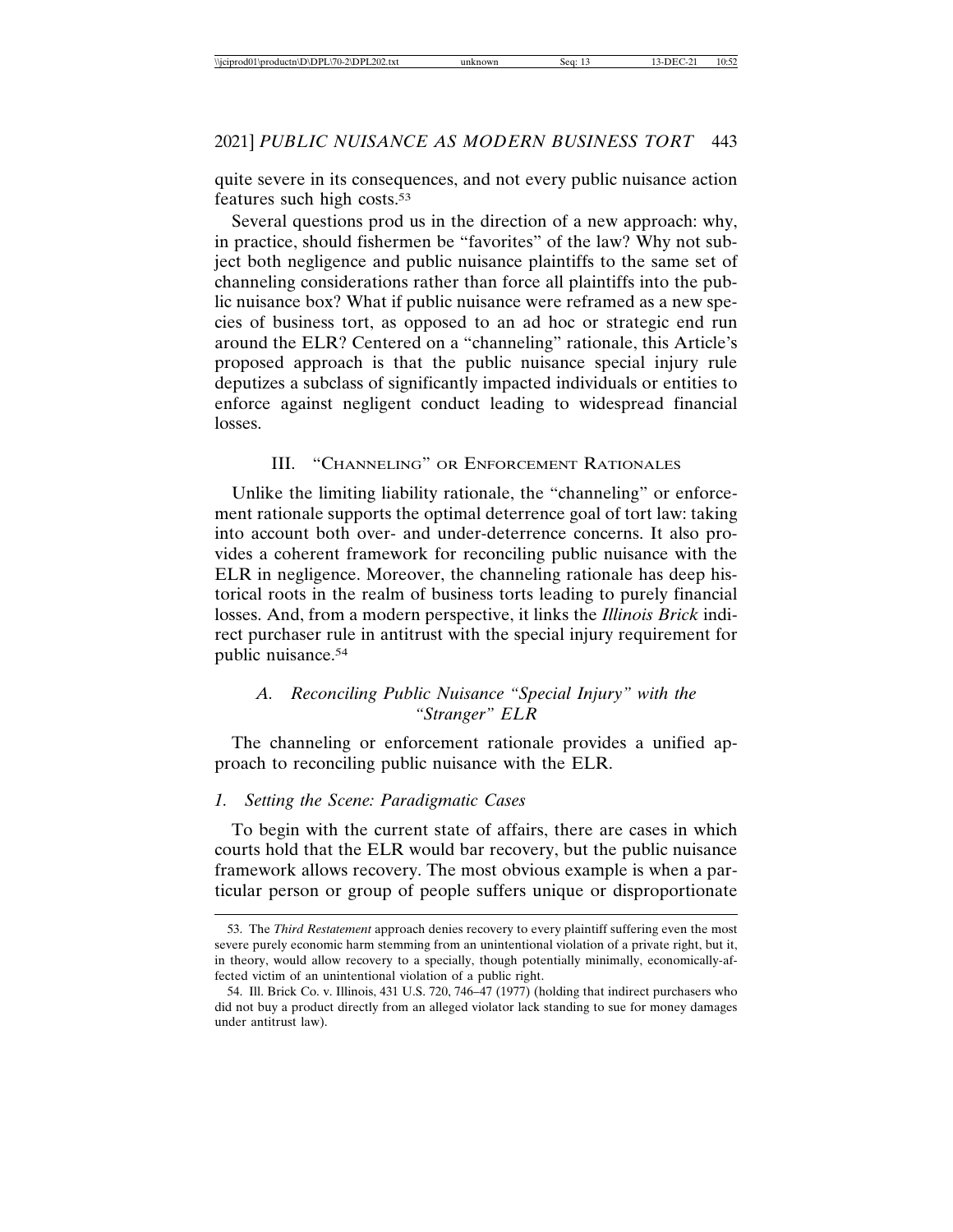quite severe in its consequences, and not every public nuisance action features such high costs.[53]

Several questions prod us in the direction of a new approach: why, in practice, should fishermen be "favorites" of the law? Why not subject both negligence and public nuisance plaintiffs to the same set of channeling considerations rather than force all plaintiffs into the public nuisance box? What if public nuisance were reframed as a new species of business tort, as opposed to an ad hoc or strategic end run around the ELR? Centered on a "channeling" rationale, this Article's proposed approach is that the public nuisance special injury rule deputizes a subclass of significantly impacted individuals or entities to enforce against negligent conduct leading to widespread financial losses.

## III. "Channeling" or Enforcement Rationales

Unlike the limiting liability rationale, the "channeling" or enforcement rationale supports the optimal deterrence goal of tort law: taking into account both over- and under-deterrence concerns. It also provides a coherent framework for reconciling public nuisance with the ELR in negligence. Moreover, the channeling rationale has deep historical roots in the realm of business torts leading to purely financial losses. And, from a modern perspective, it links the *Illinois Brick* indirect purchaser rule in antitrust with the special injury requirement for public nuisance.[54]

### *A. Reconciling Public Nuisance "Special Injury" with the "Stranger" ELR*

The channeling or enforcement rationale provides a unified approach to reconciling public nuisance with the ELR.

#### *1. Setting the Scene: Paradigmatic Cases*

To begin with the current state of affairs, there are cases in which courts hold that the ELR would bar recovery, but the public nuisance framework allows recovery. The most obvious example is when a particular person or group of people suffers unique or disproportionate

---

53. The *Third Restatement* approach denies recovery to every plaintiff suffering even the most severe purely economic harm stemming from an unintentional violation of a private right, but it, in theory, would allow recovery to a specially, though potentially minimally, economically-affected victim of an unintentional violation of a public right.

54. Ill. Brick Co. v. Illinois, 431 U.S. 720, 746–47 (1977) (holding that indirect purchasers who did not buy a product directly from an alleged violator lack standing to sue for money damages under antitrust law).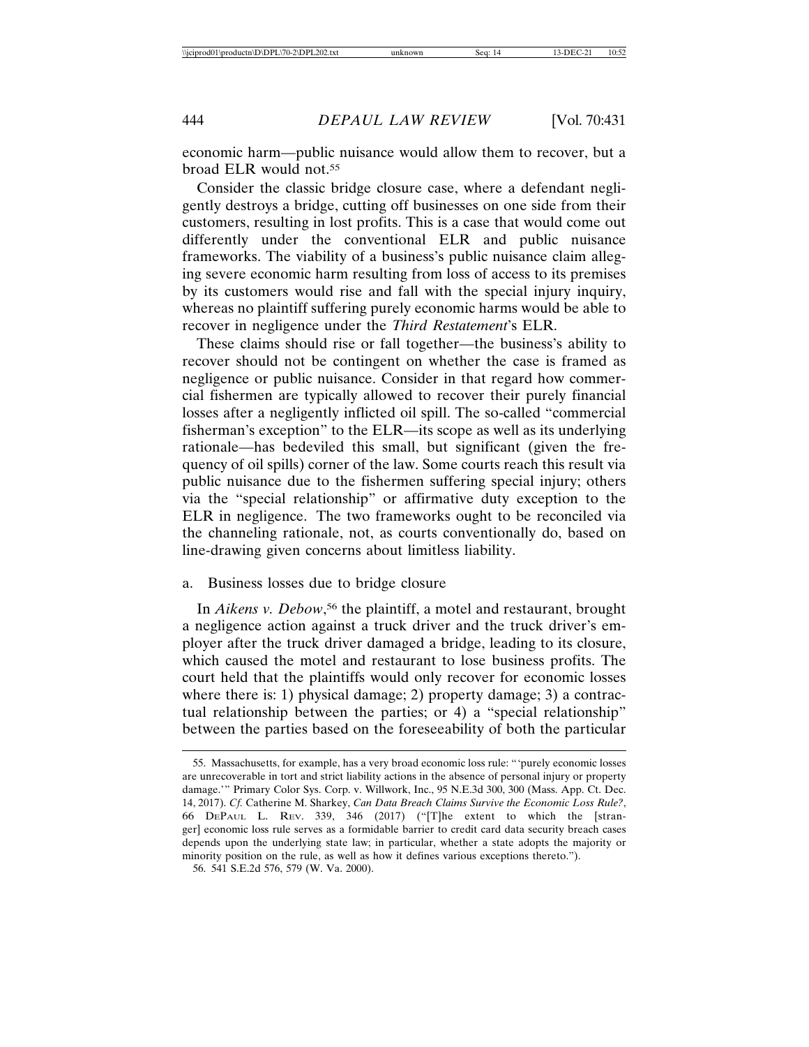economic harm—public nuisance would allow them to recover, but a broad ELR would not.[55]

Consider the classic bridge closure case, where a defendant negligently destroys a bridge, cutting off businesses on one side from their customers, resulting in lost profits. This is a case that would come out differently under the conventional ELR and public nuisance frameworks. The viability of a business's public nuisance claim alleging severe economic harm resulting from loss of access to its premises by its customers would rise and fall with the special injury inquiry, whereas no plaintiff suffering purely economic harms would be able to recover in negligence under the *Third Restatement*'s ELR.

These claims should rise or fall together—the business's ability to recover should not be contingent on whether the case is framed as negligence or public nuisance. Consider in that regard how commercial fishermen are typically allowed to recover their purely financial losses after a negligently inflicted oil spill. The so-called "commercial fisherman's exception" to the ELR—its scope as well as its underlying rationale—has bedeviled this small, but significant (given the frequency of oil spills) corner of the law. Some courts reach this result via public nuisance due to the fishermen suffering special injury; others via the "special relationship" or affirmative duty exception to the ELR in negligence. The two frameworks ought to be reconciled via the channeling rationale, not, as courts conventionally do, based on line-drawing given concerns about limitless liability.

a. Business losses due to bridge closure

In *Aikens v. Debow*,[56] the plaintiff, a motel and restaurant, brought a negligence action against a truck driver and the truck driver's employer after the truck driver damaged a bridge, leading to its closure, which caused the motel and restaurant to lose business profits. The court held that the plaintiffs would only recover for economic losses where there is: 1) physical damage; 2) property damage; 3) a contractual relationship between the parties; or 4) a "special relationship" between the parties based on the foreseeability of both the particular

55. Massachusetts, for example, has a very broad economic loss rule: "'purely economic losses are unrecoverable in tort and strict liability actions in the absence of personal injury or property damage.'" Primary Color Sys. Corp. v. Willwork, Inc., 95 N.E.3d 300, 300 (Mass. App. Ct. Dec. 14, 2017). *Cf.* Catherine M. Sharkey, *Can Data Breach Claims Survive the Economic Loss Rule?*, 66 DePaul L. Rev. 339, 346 (2017) ("[T]he extent to which the [stranger] economic loss rule serves as a formidable barrier to credit card data security breach cases depends upon the underlying state law; in particular, whether a state adopts the majority or minority position on the rule, as well as how it defines various exceptions thereto.").

56. 541 S.E.2d 576, 579 (W. Va. 2000).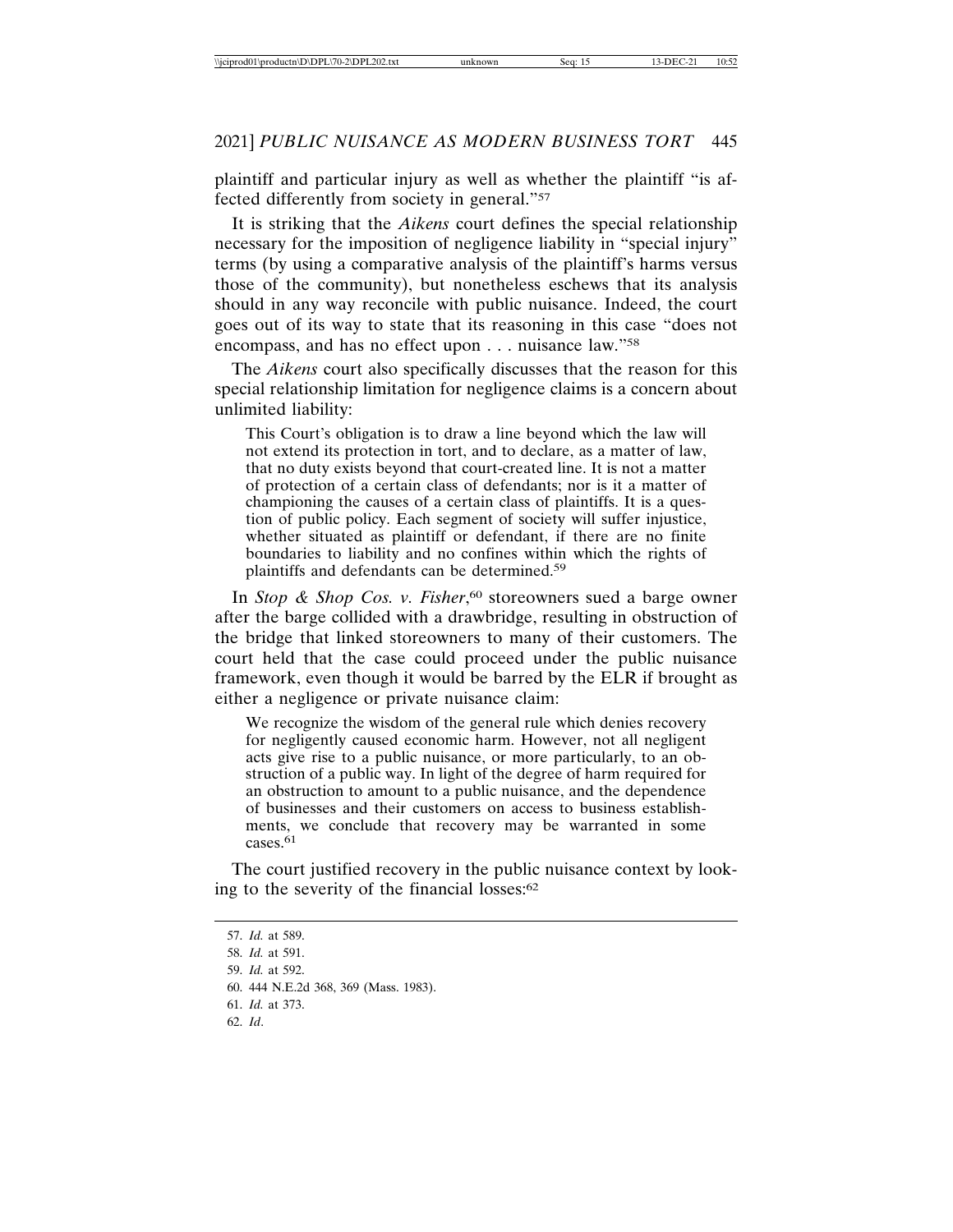plaintiff and particular injury as well as whether the plaintiff "is affected differently from society in general."[57]

It is striking that the *Aikens* court defines the special relationship necessary for the imposition of negligence liability in "special injury" terms (by using a comparative analysis of the plaintiff's harms versus those of the community), but nonetheless eschews that its analysis should in any way reconcile with public nuisance. Indeed, the court goes out of its way to state that its reasoning in this case "does not encompass, and has no effect upon . . . nuisance law."[58]

The *Aikens* court also specifically discusses that the reason for this special relationship limitation for negligence claims is a concern about unlimited liability:

> This Court's obligation is to draw a line beyond which the law will not extend its protection in tort, and to declare, as a matter of law, that no duty exists beyond that court-created line. It is not a matter of protection of a certain class of defendants; nor is it a matter of championing the causes of a certain class of plaintiffs. It is a question of public policy. Each segment of society will suffer injustice, whether situated as plaintiff or defendant, if there are no finite boundaries to liability and no confines within which the rights of plaintiffs and defendants can be determined.[59]

In *Stop & Shop Cos. v. Fisher*,[60] storeowners sued a barge owner after the barge collided with a drawbridge, resulting in obstruction of the bridge that linked storeowners to many of their customers. The court held that the case could proceed under the public nuisance framework, even though it would be barred by the ELR if brought as either a negligence or private nuisance claim:

> We recognize the wisdom of the general rule which denies recovery for negligently caused economic harm. However, not all negligent acts give rise to a public nuisance, or more particularly, to an obstruction of a public way. In light of the degree of harm required for an obstruction to amount to a public nuisance, and the dependence of businesses and their customers on access to business establishments, we conclude that recovery may be warranted in some cases.[61]

The court justified recovery in the public nuisance context by looking to the severity of the financial losses:[62]

---

57. *Id.* at 589.
58. *Id.* at 591.
59. *Id.* at 592.
60. 444 N.E.2d 368, 369 (Mass. 1983).
61. *Id.* at 373.
62. *Id*.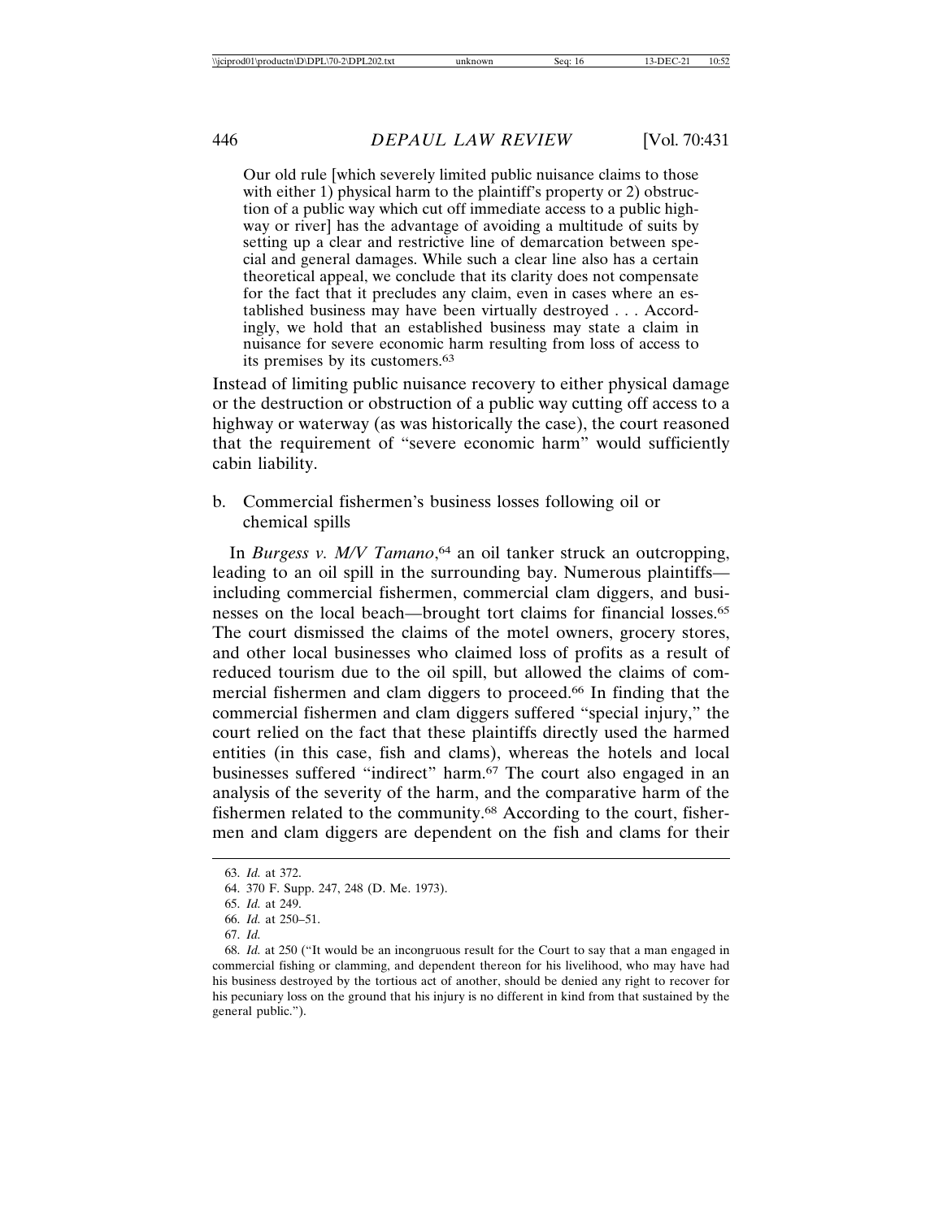> Our old rule [which severely limited public nuisance claims to those with either 1) physical harm to the plaintiff's property or 2) obstruction of a public way which cut off immediate access to a public highway or river] has the advantage of avoiding a multitude of suits by setting up a clear and restrictive line of demarcation between special and general damages. While such a clear line also has a certain theoretical appeal, we conclude that its clarity does not compensate for the fact that it precludes any claim, even in cases where an established business may have been virtually destroyed . . . Accordingly, we hold that an established business may state a claim in nuisance for severe economic harm resulting from loss of access to its premises by its customers.[63]

Instead of limiting public nuisance recovery to either physical damage or the destruction or obstruction of a public way cutting off access to a highway or waterway (as was historically the case), the court reasoned that the requirement of "severe economic harm" would sufficiently cabin liability.

#### b. Commercial fishermen's business losses following oil or chemical spills

In *Burgess v. M/V Tamano*,[64] an oil tanker struck an outcropping, leading to an oil spill in the surrounding bay. Numerous plaintiffs—including commercial fishermen, commercial clam diggers, and businesses on the local beach—brought tort claims for financial losses.[65] The court dismissed the claims of the motel owners, grocery stores, and other local businesses who claimed loss of profits as a result of reduced tourism due to the oil spill, but allowed the claims of commercial fishermen and clam diggers to proceed.[66] In finding that the commercial fishermen and clam diggers suffered "special injury," the court relied on the fact that these plaintiffs directly used the harmed entities (in this case, fish and clams), whereas the hotels and local businesses suffered "indirect" harm.[67] The court also engaged in an analysis of the severity of the harm, and the comparative harm of the fishermen related to the community.[68] According to the court, fishermen and clam diggers are dependent on the fish and clams for their

---

63. *Id.* at 372.

64. 370 F. Supp. 247, 248 (D. Me. 1973).

65. *Id.* at 249.

66. *Id.* at 250–51.

67. *Id.*

68. *Id.* at 250 ("It would be an incongruous result for the Court to say that a man engaged in commercial fishing or clamming, and dependent thereon for his livelihood, who may have had his business destroyed by the tortious act of another, should be denied any right to recover for his pecuniary loss on the ground that his injury is no different in kind from that sustained by the general public.").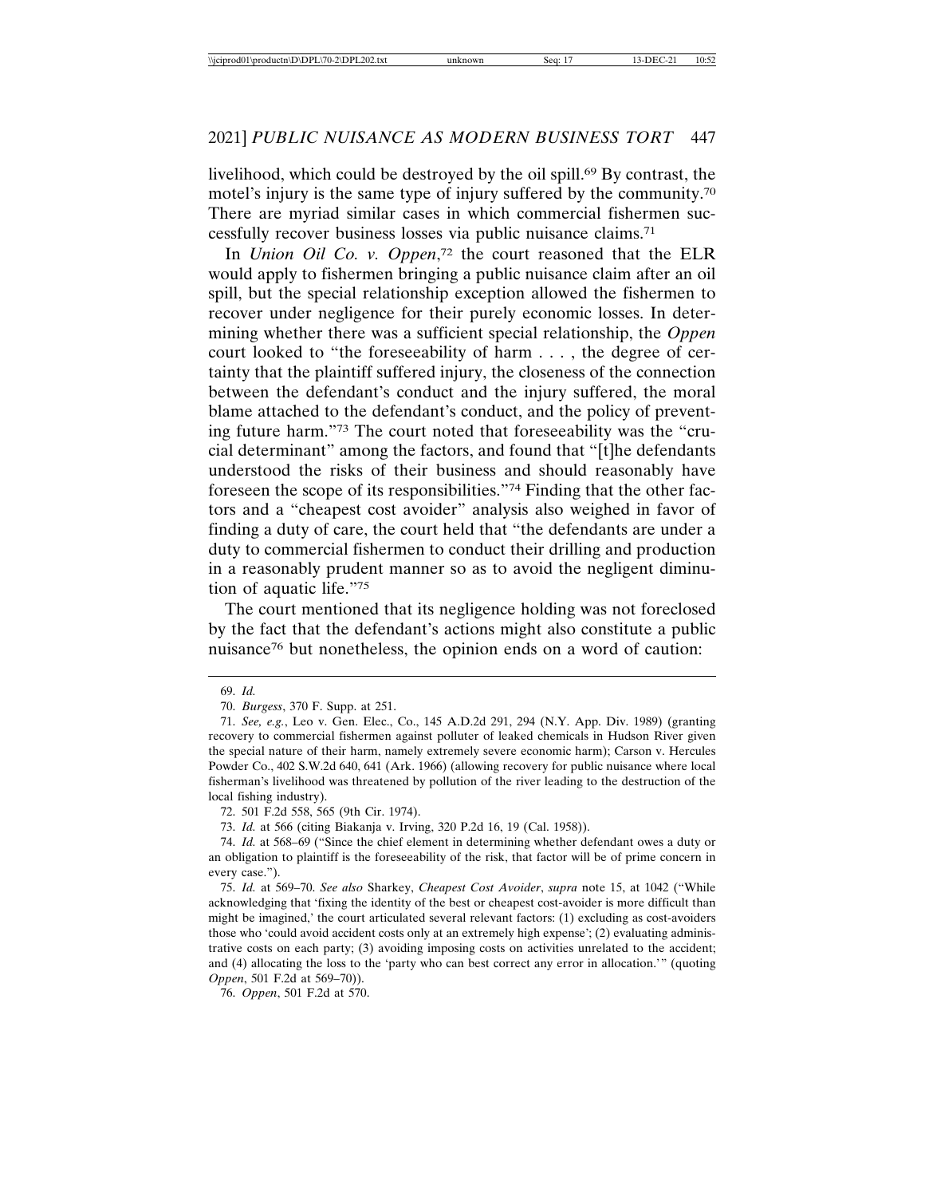livelihood, which could be destroyed by the oil spill.[69] By contrast, the motel's injury is the same type of injury suffered by the community.[70] There are myriad similar cases in which commercial fishermen successfully recover business losses via public nuisance claims.[71]

In *Union Oil Co. v. Oppen*,[72] the court reasoned that the ELR would apply to fishermen bringing a public nuisance claim after an oil spill, but the special relationship exception allowed the fishermen to recover under negligence for their purely economic losses. In determining whether there was a sufficient special relationship, the *Oppen* court looked to "the foreseeability of harm . . . , the degree of certainty that the plaintiff suffered injury, the closeness of the connection between the defendant's conduct and the injury suffered, the moral blame attached to the defendant's conduct, and the policy of preventing future harm."[73] The court noted that foreseeability was the "crucial determinant" among the factors, and found that "[t]he defendants understood the risks of their business and should reasonably have foreseen the scope of its responsibilities."[74] Finding that the other factors and a "cheapest cost avoider" analysis also weighed in favor of finding a duty of care, the court held that "the defendants are under a duty to commercial fishermen to conduct their drilling and production in a reasonably prudent manner so as to avoid the negligent diminution of aquatic life."[75]

The court mentioned that its negligence holding was not foreclosed by the fact that the defendant's actions might also constitute a public nuisance[76] but nonetheless, the opinion ends on a word of caution:

---

69. *Id.*

70. *Burgess*, 370 F. Supp. at 251.

71. *See, e.g.*, Leo v. Gen. Elec., Co., 145 A.D.2d 291, 294 (N.Y. App. Div. 1989) (granting recovery to commercial fishermen against polluter of leaked chemicals in Hudson River given the special nature of their harm, namely extremely severe economic harm); Carson v. Hercules Powder Co., 402 S.W.2d 640, 641 (Ark. 1966) (allowing recovery for public nuisance where local fisherman's livelihood was threatened by pollution of the river leading to the destruction of the local fishing industry).

72. 501 F.2d 558, 565 (9th Cir. 1974).

73. *Id.* at 566 (citing Biakanja v. Irving, 320 P.2d 16, 19 (Cal. 1958)).

74. *Id.* at 568–69 ("Since the chief element in determining whether defendant owes a duty or an obligation to plaintiff is the foreseeability of the risk, that factor will be of prime concern in every case.").

75. *Id.* at 569–70. *See also* Sharkey, *Cheapest Cost Avoider*, *supra* note 15, at 1042 ("While acknowledging that 'fixing the identity of the best or cheapest cost-avoider is more difficult than might be imagined,' the court articulated several relevant factors: (1) excluding as cost-avoiders those who 'could avoid accident costs only at an extremely high expense'; (2) evaluating administrative costs on each party; (3) avoiding imposing costs on activities unrelated to the accident; and (4) allocating the loss to the 'party who can best correct any error in allocation.'" (quoting *Oppen*, 501 F.2d at 569–70)).

76. *Oppen*, 501 F.2d at 570.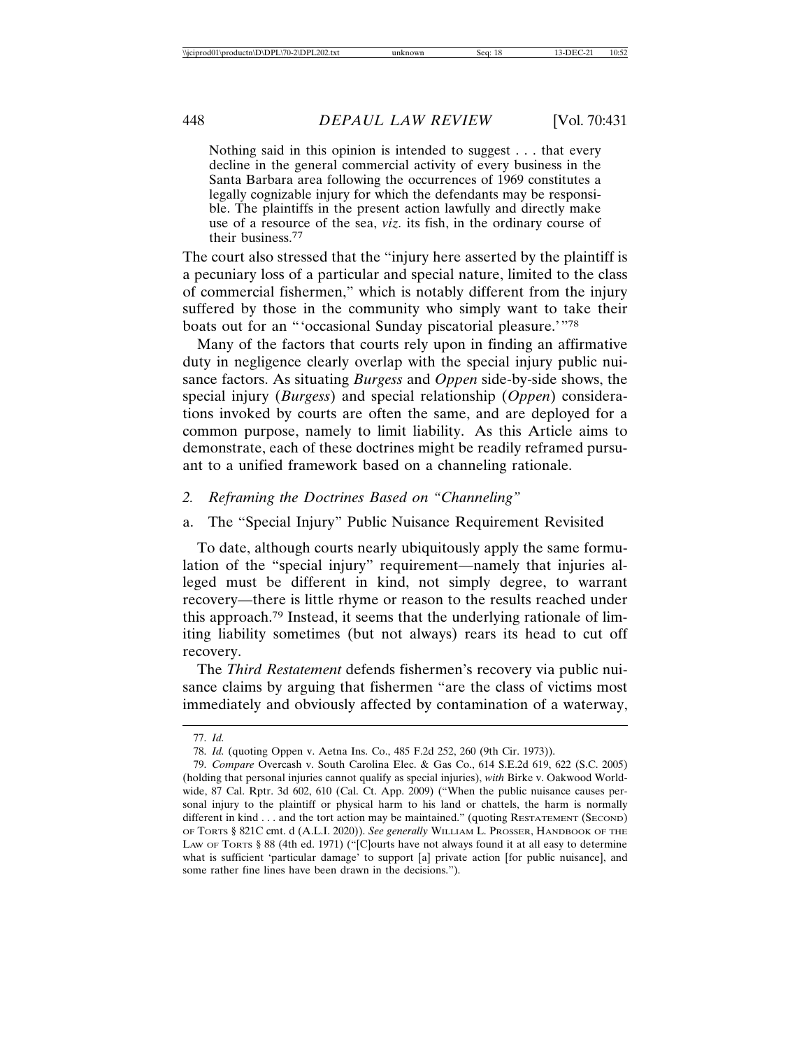> Nothing said in this opinion is intended to suggest . . . that every decline in the general commercial activity of every business in the Santa Barbara area following the occurrences of 1969 constitutes a legally cognizable injury for which the defendants may be responsible. The plaintiffs in the present action lawfully and directly make use of a resource of the sea, *viz.* its fish, in the ordinary course of their business.[77]

The court also stressed that the "injury here asserted by the plaintiff is a pecuniary loss of a particular and special nature, limited to the class of commercial fishermen," which is notably different from the injury suffered by those in the community who simply want to take their boats out for an "'occasional Sunday piscatorial pleasure.'"[78]

Many of the factors that courts rely upon in finding an affirmative duty in negligence clearly overlap with the special injury public nuisance factors. As situating *Burgess* and *Oppen* side-by-side shows, the special injury (*Burgess*) and special relationship (*Oppen*) considerations invoked by courts are often the same, and are deployed for a common purpose, namely to limit liability. As this Article aims to demonstrate, each of these doctrines might be readily reframed pursuant to a unified framework based on a channeling rationale.

### 2. *Reframing the Doctrines Based on "Channeling"*

#### a. The "Special Injury" Public Nuisance Requirement Revisited

To date, although courts nearly ubiquitously apply the same formulation of the "special injury" requirement—namely that injuries alleged must be different in kind, not simply degree, to warrant recovery—there is little rhyme or reason to the results reached under this approach.[79] Instead, it seems that the underlying rationale of limiting liability sometimes (but not always) rears its head to cut off recovery.

The *Third Restatement* defends fishermen's recovery via public nuisance claims by arguing that fishermen "are the class of victims most immediately and obviously affected by contamination of a waterway,

---

77. *Id.*

78. *Id.* (quoting Oppen v. Aetna Ins. Co., 485 F.2d 252, 260 (9th Cir. 1973)).

79. *Compare* Overcash v. South Carolina Elec. & Gas Co., 614 S.E.2d 619, 622 (S.C. 2005) (holding that personal injuries cannot qualify as special injuries), *with* Birke v. Oakwood Worldwide, 87 Cal. Rptr. 3d 602, 610 (Cal. Ct. App. 2009) ("When the public nuisance causes personal injury to the plaintiff or physical harm to his land or chattels, the harm is normally different in kind . . . and the tort action may be maintained." (quoting RESTATEMENT (SECOND) OF TORTS § 821C cmt. d (A.L.I. 2020)). *See generally* WILLIAM L. PROSSER, HANDBOOK OF THE LAW OF TORTS § 88 (4th ed. 1971) ("[C]ourts have not always found it at all easy to determine what is sufficient 'particular damage' to support [a] private action [for public nuisance], and some rather fine lines have been drawn in the decisions.").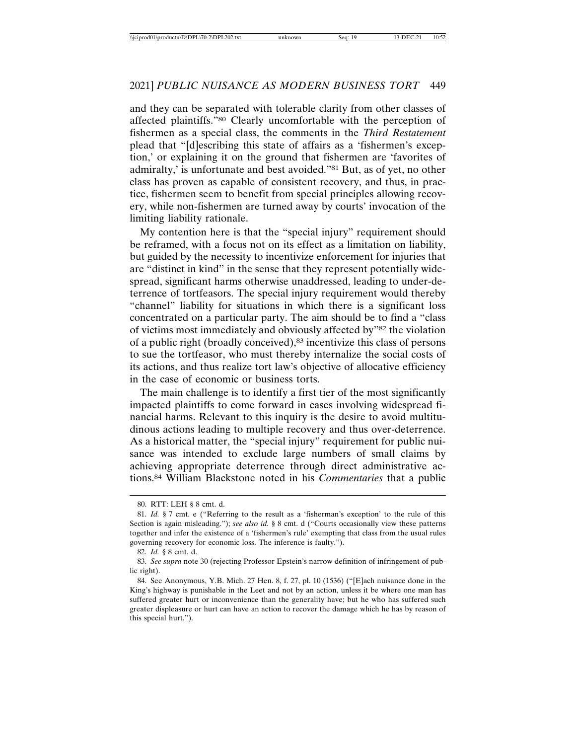and they can be separated with tolerable clarity from other classes of affected plaintiffs."[80] Clearly uncomfortable with the perception of fishermen as a special class, the comments in the *Third Restatement* plead that "[d]escribing this state of affairs as a 'fishermen's exception,' or explaining it on the ground that fishermen are 'favorites of admiralty,' is unfortunate and best avoided."[81] But, as of yet, no other class has proven as capable of consistent recovery, and thus, in practice, fishermen seem to benefit from special principles allowing recovery, while non-fishermen are turned away by courts' invocation of the limiting liability rationale.

My contention here is that the "special injury" requirement should be reframed, with a focus not on its effect as a limitation on liability, but guided by the necessity to incentivize enforcement for injuries that are "distinct in kind" in the sense that they represent potentially widespread, significant harms otherwise unaddressed, leading to under-deterrence of tortfeasors. The special injury requirement would thereby "channel" liability for situations in which there is a significant loss concentrated on a particular party. The aim should be to find a "class of victims most immediately and obviously affected by"[82] the violation of a public right (broadly conceived),[83] incentivize this class of persons to sue the tortfeasor, who must thereby internalize the social costs of its actions, and thus realize tort law's objective of allocative efficiency in the case of economic or business torts.

The main challenge is to identify a first tier of the most significantly impacted plaintiffs to come forward in cases involving widespread financial harms. Relevant to this inquiry is the desire to avoid multitudinous actions leading to multiple recovery and thus over-deterrence. As a historical matter, the "special injury" requirement for public nuisance was intended to exclude large numbers of small claims by achieving appropriate deterrence through direct administrative actions.[84] William Blackstone noted in his *Commentaries* that a public

---

80. RTT: LEH § 8 cmt. d.

81. *Id.* § 7 cmt. e ("Referring to the result as a 'fisherman's exception' to the rule of this Section is again misleading."); *see also id.* § 8 cmt. d ("Courts occasionally view these patterns together and infer the existence of a 'fishermen's rule' exempting that class from the usual rules governing recovery for economic loss. The inference is faulty.").

82. *Id.* § 8 cmt. d.

83. *See supra* note 30 (rejecting Professor Epstein's narrow definition of infringement of public right).

84. See Anonymous, Y.B. Mich. 27 Hen. 8, f. 27, pl. 10 (1536) ("[E]ach nuisance done in the King's highway is punishable in the Leet and not by an action, unless it be where one man has suffered greater hurt or inconvenience than the generality have; but he who has suffered such greater displeasure or hurt can have an action to recover the damage which he has by reason of this special hurt.").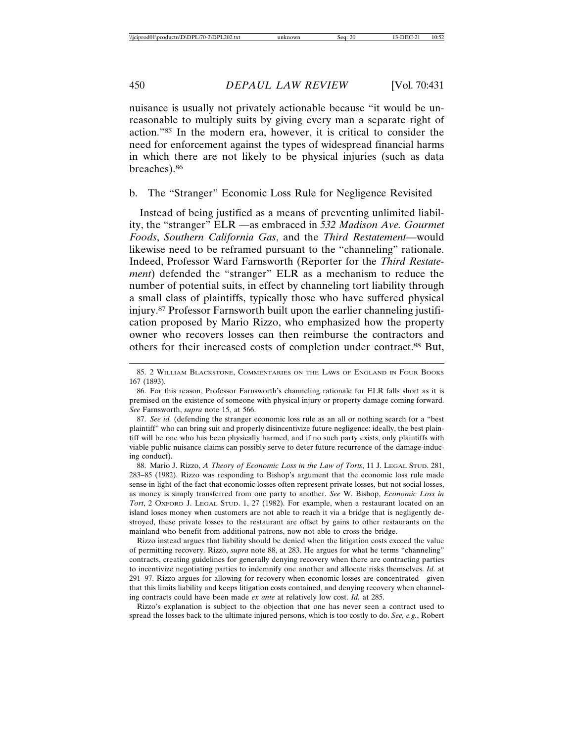nuisance is usually not privately actionable because "it would be unreasonable to multiply suits by giving every man a separate right of action."[85] In the modern era, however, it is critical to consider the need for enforcement against the types of widespread financial harms in which there are not likely to be physical injuries (such as data breaches).[86]

### b. The "Stranger" Economic Loss Rule for Negligence Revisited

Instead of being justified as a means of preventing unlimited liability, the "stranger" ELR —as embraced in *532 Madison Ave. Gourmet Foods*, *Southern California Gas*, and the *Third Restatement*—would likewise need to be reframed pursuant to the "channeling" rationale. Indeed, Professor Ward Farnsworth (Reporter for the *Third Restatement*) defended the "stranger" ELR as a mechanism to reduce the number of potential suits, in effect by channeling tort liability through a small class of plaintiffs, typically those who have suffered physical injury.[87] Professor Farnsworth built upon the earlier channeling justification proposed by Mario Rizzo, who emphasized how the property owner who recovers losses can then reimburse the contractors and others for their increased costs of completion under contract.[88] But,

---

85. 2 William Blackstone, Commentaries on the Laws of England in Four Books 167 (1893).

86. For this reason, Professor Farnsworth's channeling rationale for ELR falls short as it is premised on the existence of someone with physical injury or property damage coming forward. *See* Farnsworth, *supra* note 15, at 566.

87. *See id.* (defending the stranger economic loss rule as an all or nothing search for a "best plaintiff" who can bring suit and properly disincentivize future negligence: ideally, the best plaintiff will be one who has been physically harmed, and if no such party exists, only plaintiffs with viable public nuisance claims can possibly serve to deter future recurrence of the damage-inducing conduct).

88. Mario J. Rizzo, *A Theory of Economic Loss in the Law of Torts*, 11 J. Legal Stud. 281, 283–85 (1982). Rizzo was responding to Bishop's argument that the economic loss rule made sense in light of the fact that economic losses often represent private losses, but not social losses, as money is simply transferred from one party to another. *See* W. Bishop, *Economic Loss in Tort*, 2 Oxford J. Legal Stud. 1, 27 (1982). For example, when a restaurant located on an island loses money when customers are not able to reach it via a bridge that is negligently destroyed, these private losses to the restaurant are offset by gains to other restaurants on the mainland who benefit from additional patrons, now not able to cross the bridge.

Rizzo instead argues that liability should be denied when the litigation costs exceed the value of permitting recovery. Rizzo, *supra* note 88, at 283. He argues for what he terms "channeling" contracts, creating guidelines for generally denying recovery when there are contracting parties to incentivize negotiating parties to indemnify one another and allocate risks themselves. *Id.* at 291–97. Rizzo argues for allowing for recovery when economic losses are concentrated—given that this limits liability and keeps litigation costs contained, and denying recovery when channeling contracts could have been made *ex ante* at relatively low cost. *Id.* at 285.

Rizzo's explanation is subject to the objection that one has never seen a contract used to spread the losses back to the ultimate injured persons, which is too costly to do. *See, e.g.*, Robert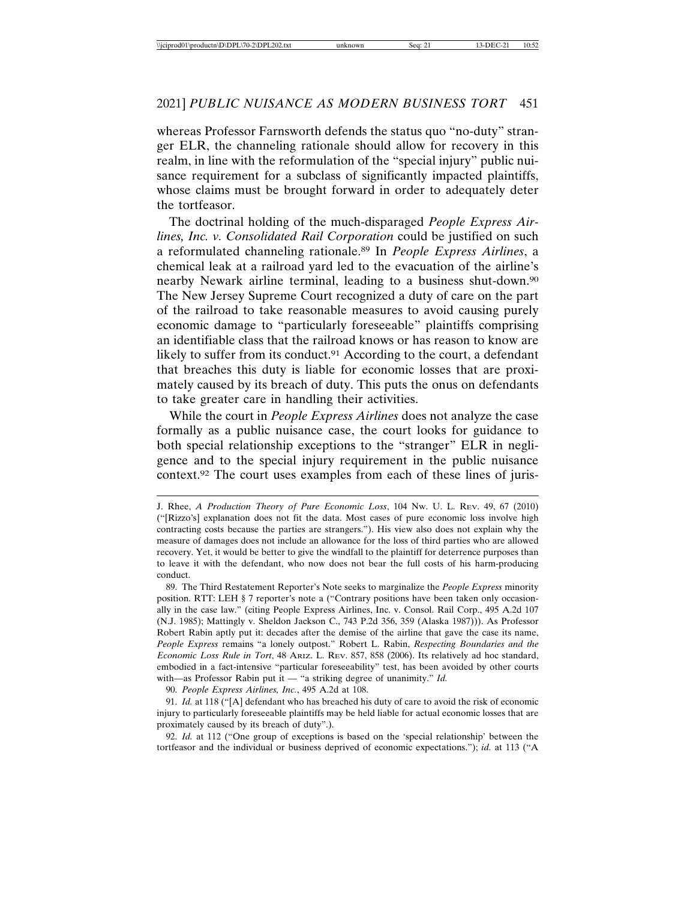whereas Professor Farnsworth defends the status quo "no-duty" stranger ELR, the channeling rationale should allow for recovery in this realm, in line with the reformulation of the "special injury" public nuisance requirement for a subclass of significantly impacted plaintiffs, whose claims must be brought forward in order to adequately deter the tortfeasor.

The doctrinal holding of the much-disparaged *People Express Airlines, Inc. v. Consolidated Rail Corporation* could be justified on such a reformulated channeling rationale.[89] In *People Express Airlines*, a chemical leak at a railroad yard led to the evacuation of the airline's nearby Newark airline terminal, leading to a business shut-down.[90] The New Jersey Supreme Court recognized a duty of care on the part of the railroad to take reasonable measures to avoid causing purely economic damage to "particularly foreseeable" plaintiffs comprising an identifiable class that the railroad knows or has reason to know are likely to suffer from its conduct.[91] According to the court, a defendant that breaches this duty is liable for economic losses that are proximately caused by its breach of duty. This puts the onus on defendants to take greater care in handling their activities.

While the court in *People Express Airlines* does not analyze the case formally as a public nuisance case, the court looks for guidance to both special relationship exceptions to the "stranger" ELR in negligence and to the special injury requirement in the public nuisance context.[92] The court uses examples from each of these lines of juris-

---

J. Rhee, *A Production Theory of Pure Economic Loss*, 104 Nw. U. L. Rev. 49, 67 (2010) ("[Rizzo's] explanation does not fit the data. Most cases of pure economic loss involve high contracting costs because the parties are strangers."). His view also does not explain why the measure of damages does not include an allowance for the loss of third parties who are allowed recovery. Yet, it would be better to give the windfall to the plaintiff for deterrence purposes than to leave it with the defendant, who now does not bear the full costs of his harm-producing conduct.

89. The Third Restatement Reporter's Note seeks to marginalize the *People Express* minority position. RTT: LEH § 7 reporter's note a ("Contrary positions have been taken only occasionally in the case law." (citing People Express Airlines, Inc. v. Consol. Rail Corp., 495 A.2d 107 (N.J. 1985); Mattingly v. Sheldon Jackson C., 743 P.2d 356, 359 (Alaska 1987))). As Professor Robert Rabin aptly put it: decades after the demise of the airline that gave the case its name, *People Express* remains "a lonely outpost." Robert L. Rabin, *Respecting Boundaries and the Economic Loss Rule in Tort*, 48 Ariz. L. Rev. 857, 858 (2006). Its relatively ad hoc standard, embodied in a fact-intensive "particular foreseeability" test, has been avoided by other courts with—as Professor Rabin put it — "a striking degree of unanimity." *Id.*

90. *People Express Airlines, Inc.*, 495 A.2d at 108.

91. *Id.* at 118 ("[A] defendant who has breached his duty of care to avoid the risk of economic injury to particularly foreseeable plaintiffs may be held liable for actual economic losses that are proximately caused by its breach of duty".).

92. *Id.* at 112 ("One group of exceptions is based on the 'special relationship' between the tortfeasor and the individual or business deprived of economic expectations."); *id.* at 113 ("A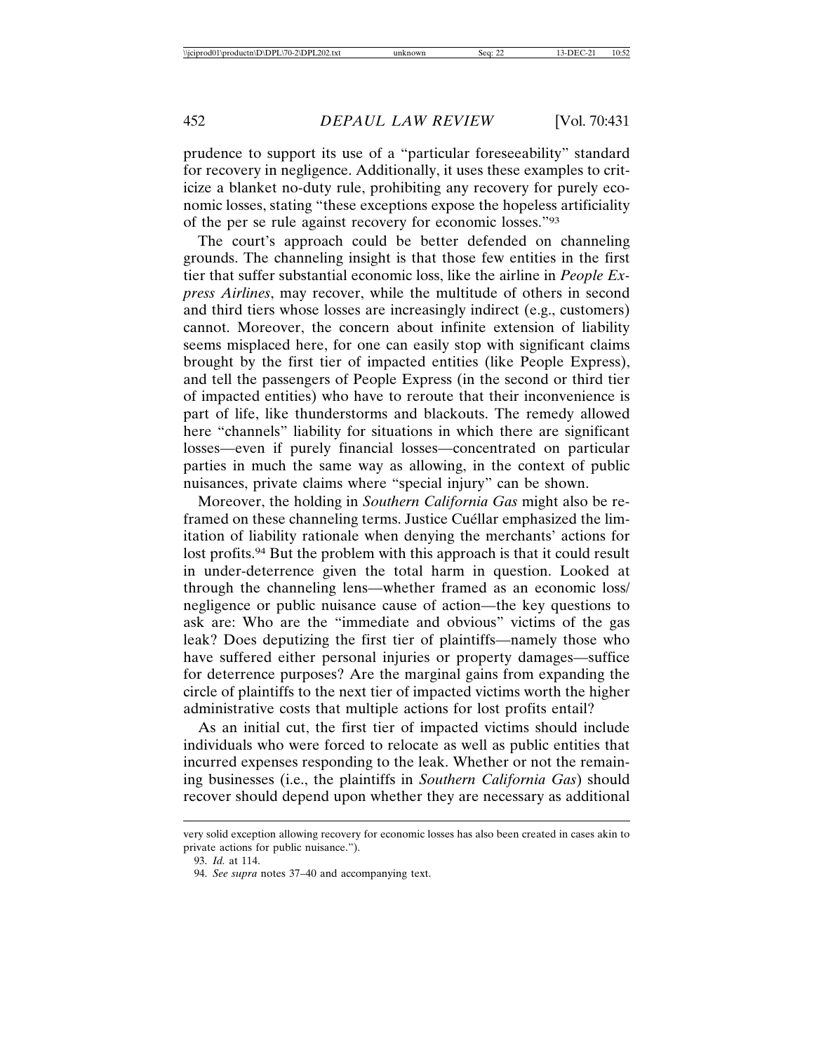prudence to support its use of a "particular foreseeability" standard for recovery in negligence. Additionally, it uses these examples to criticize a blanket no-duty rule, prohibiting any recovery for purely economic losses, stating "these exceptions expose the hopeless artificiality of the per se rule against recovery for economic losses."[93]

The court's approach could be better defended on channeling grounds. The channeling insight is that those few entities in the first tier that suffer substantial economic loss, like the airline in *People Express Airlines*, may recover, while the multitude of others in second and third tiers whose losses are increasingly indirect (e.g., customers) cannot. Moreover, the concern about infinite extension of liability seems misplaced here, for one can easily stop with significant claims brought by the first tier of impacted entities (like People Express), and tell the passengers of People Express (in the second or third tier of impacted entities) who have to reroute that their inconvenience is part of life, like thunderstorms and blackouts. The remedy allowed here "channels" liability for situations in which there are significant losses—even if purely financial losses—concentrated on particular parties in much the same way as allowing, in the context of public nuisances, private claims where "special injury" can be shown.

Moreover, the holding in *Southern California Gas* might also be reframed on these channeling terms. Justice Cuéllar emphasized the limitation of liability rationale when denying the merchants' actions for lost profits.[94] But the problem with this approach is that it could result in under-deterrence given the total harm in question. Looked at through the channeling lens—whether framed as an economic loss/negligence or public nuisance cause of action—the key questions to ask are: Who are the "immediate and obvious" victims of the gas leak? Does deputizing the first tier of plaintiffs—namely those who have suffered either personal injuries or property damages—suffice for deterrence purposes? Are the marginal gains from expanding the circle of plaintiffs to the next tier of impacted victims worth the higher administrative costs that multiple actions for lost profits entail?

As an initial cut, the first tier of impacted victims should include individuals who were forced to relocate as well as public entities that incurred expenses responding to the leak. Whether or not the remaining businesses (i.e., the plaintiffs in *Southern California Gas*) should recover should depend upon whether they are necessary as additional

---

very solid exception allowing recovery for economic losses has also been created in cases akin to private actions for public nuisance.").

93. *Id.* at 114.

94. *See supra* notes 37–40 and accompanying text.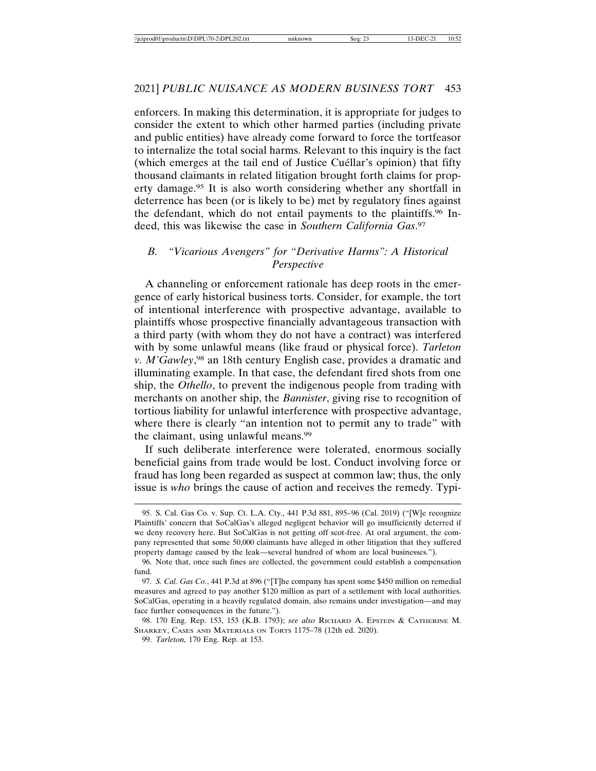enforcers. In making this determination, it is appropriate for judges to consider the extent to which other harmed parties (including private and public entities) have already come forward to force the tortfeasor to internalize the total social harms. Relevant to this inquiry is the fact (which emerges at the tail end of Justice Cuéllar's opinion) that fifty thousand claimants in related litigation brought forth claims for property damage.[95] It is also worth considering whether any shortfall in deterrence has been (or is likely to be) met by regulatory fines against the defendant, which do not entail payments to the plaintiffs.[96] Indeed, this was likewise the case in *Southern California Gas*.[97]

## B. "Vicarious Avengers" for "Derivative Harms": A Historical Perspective

A channeling or enforcement rationale has deep roots in the emergence of early historical business torts. Consider, for example, the tort of intentional interference with prospective advantage, available to plaintiffs whose prospective financially advantageous transaction with a third party (with whom they do not have a contract) was interfered with by some unlawful means (like fraud or physical force). *Tarleton v. M'Gawley*,[98] an 18th century English case, provides a dramatic and illuminating example. In that case, the defendant fired shots from one ship, the *Othello*, to prevent the indigenous people from trading with merchants on another ship, the *Bannister*, giving rise to recognition of tortious liability for unlawful interference with prospective advantage, where there is clearly "an intention not to permit any to trade" with the claimant, using unlawful means.[99]

If such deliberate interference were tolerated, enormous socially beneficial gains from trade would be lost. Conduct involving force or fraud has long been regarded as suspect at common law; thus, the only issue is *who* brings the cause of action and receives the remedy. Typi-

---

95. S. Cal. Gas Co. v. Sup. Ct. L.A. Cty., 441 P.3d 881, 895–96 (Cal. 2019) ("[W]e recognize Plaintiffs' concern that SoCalGas's alleged negligent behavior will go insufficiently deterred if we deny recovery here. But SoCalGas is not getting off scot-free. At oral argument, the company represented that some 50,000 claimants have alleged in other litigation that they suffered property damage caused by the leak—several hundred of whom are local businesses.").

96. Note that, once such fines are collected, the government could establish a compensation fund.

97. *S. Cal. Gas Co.*, 441 P.3d at 896 ("[T]he company has spent some $450 million on remedial measures and agreed to pay another $120 million as part of a settlement with local authorities. SoCalGas, operating in a heavily regulated domain, also remains under investigation—and may face further consequences in the future.").

98. 170 Eng. Rep. 153, 153 (K.B. 1793); *see also* Richard A. Epstein & Catherine M. Sharkey, Cases and Materials on Torts 1175–78 (12th ed. 2020).

99. *Tarleton,* 170 Eng. Rep. at 153.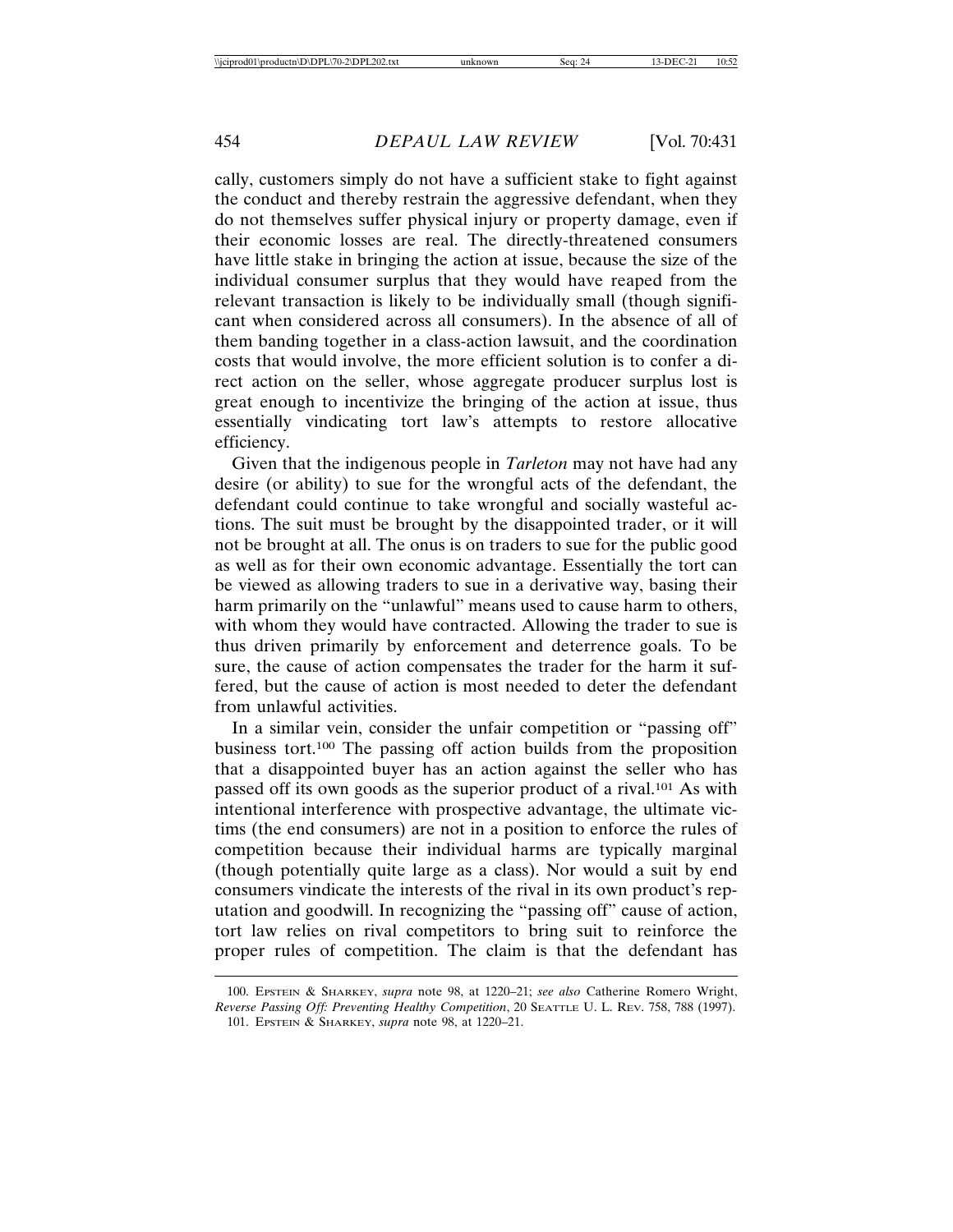cally, customers simply do not have a sufficient stake to fight against the conduct and thereby restrain the aggressive defendant, when they do not themselves suffer physical injury or property damage, even if their economic losses are real. The directly-threatened consumers have little stake in bringing the action at issue, because the size of the individual consumer surplus that they would have reaped from the relevant transaction is likely to be individually small (though significant when considered across all consumers). In the absence of all of them banding together in a class-action lawsuit, and the coordination costs that would involve, the more efficient solution is to confer a direct action on the seller, whose aggregate producer surplus lost is great enough to incentivize the bringing of the action at issue, thus essentially vindicating tort law's attempts to restore allocative efficiency.

Given that the indigenous people in *Tarleton* may not have had any desire (or ability) to sue for the wrongful acts of the defendant, the defendant could continue to take wrongful and socially wasteful actions. The suit must be brought by the disappointed trader, or it will not be brought at all. The onus is on traders to sue for the public good as well as for their own economic advantage. Essentially the tort can be viewed as allowing traders to sue in a derivative way, basing their harm primarily on the "unlawful" means used to cause harm to others, with whom they would have contracted. Allowing the trader to sue is thus driven primarily by enforcement and deterrence goals. To be sure, the cause of action compensates the trader for the harm it suffered, but the cause of action is most needed to deter the defendant from unlawful activities.

In a similar vein, consider the unfair competition or "passing off" business tort.[100] The passing off action builds from the proposition that a disappointed buyer has an action against the seller who has passed off its own goods as the superior product of a rival.[101] As with intentional interference with prospective advantage, the ultimate victims (the end consumers) are not in a position to enforce the rules of competition because their individual harms are typically marginal (though potentially quite large as a class). Nor would a suit by end consumers vindicate the interests of the rival in its own product's reputation and goodwill. In recognizing the "passing off" cause of action, tort law relies on rival competitors to bring suit to reinforce the proper rules of competition. The claim is that the defendant has

---

100. Epstein & Sharkey, *supra* note 98, at 1220–21; *see also* Catherine Romero Wright, *Reverse Passing Off: Preventing Healthy Competition*, 20 Seattle U. L. Rev. 758, 788 (1997).

101. Epstein & Sharkey, *supra* note 98, at 1220–21.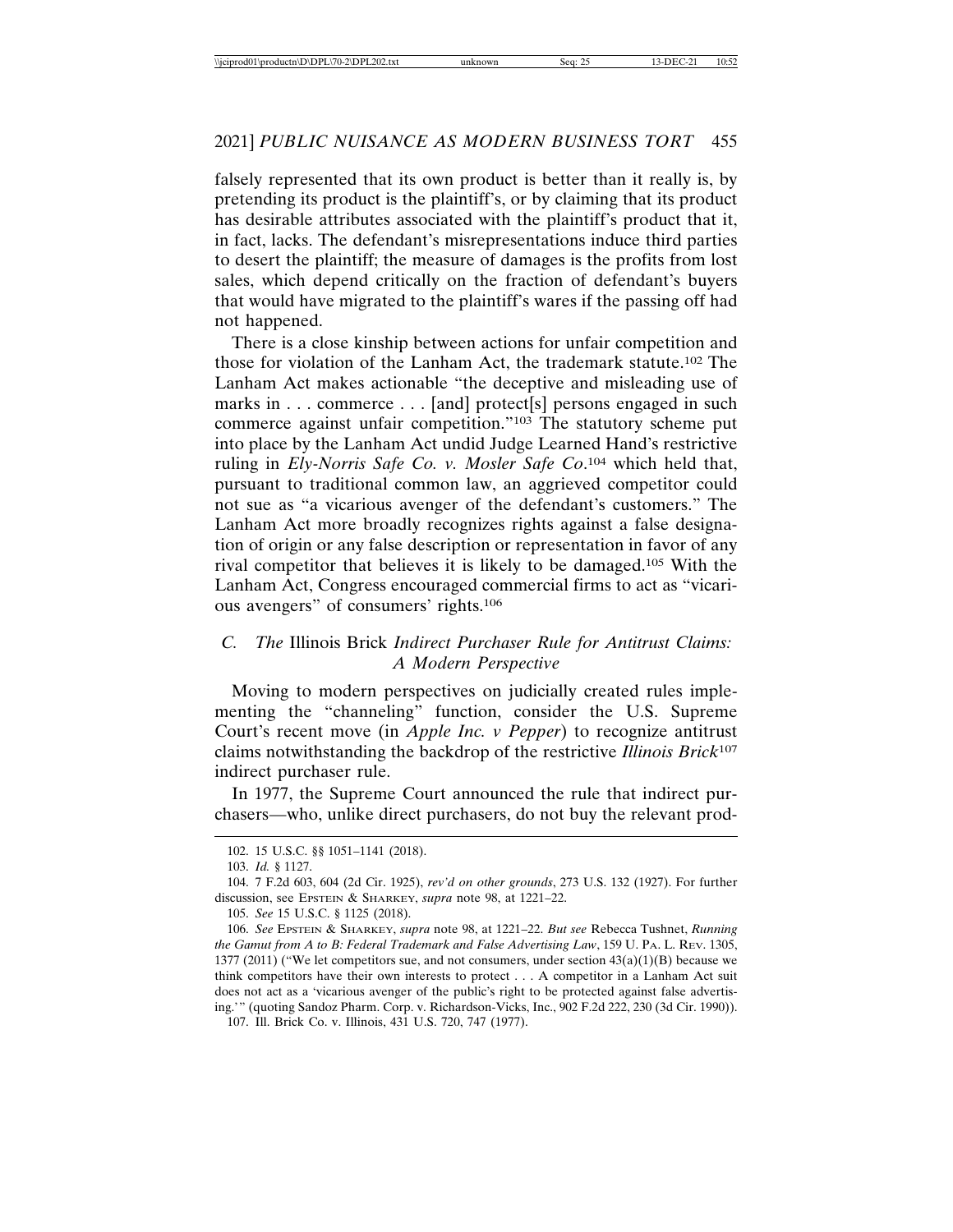falsely represented that its own product is better than it really is, by pretending its product is the plaintiff's, or by claiming that its product has desirable attributes associated with the plaintiff's product that it, in fact, lacks. The defendant's misrepresentations induce third parties to desert the plaintiff; the measure of damages is the profits from lost sales, which depend critically on the fraction of defendant's buyers that would have migrated to the plaintiff's wares if the passing off had not happened.

There is a close kinship between actions for unfair competition and those for violation of the Lanham Act, the trademark statute.[102] The Lanham Act makes actionable "the deceptive and misleading use of marks in . . . commerce . . . [and] protect[s] persons engaged in such commerce against unfair competition."[103] The statutory scheme put into place by the Lanham Act undid Judge Learned Hand's restrictive ruling in *Ely-Norris Safe Co. v. Mosler Safe Co*.[104] which held that, pursuant to traditional common law, an aggrieved competitor could not sue as "a vicarious avenger of the defendant's customers." The Lanham Act more broadly recognizes rights against a false designation of origin or any false description or representation in favor of any rival competitor that believes it is likely to be damaged.[105] With the Lanham Act, Congress encouraged commercial firms to act as "vicarious avengers" of consumers' rights.[106]

### *C. The* Illinois Brick *Indirect Purchaser Rule for Antitrust Claims: A Modern Perspective*

Moving to modern perspectives on judicially created rules implementing the "channeling" function, consider the U.S. Supreme Court's recent move (in *Apple Inc. v Pepper*) to recognize antitrust claims notwithstanding the backdrop of the restrictive *Illinois Brick*[107] indirect purchaser rule.

In 1977, the Supreme Court announced the rule that indirect purchasers—who, unlike direct purchasers, do not buy the relevant prod-

---

102. 15 U.S.C. §§ 1051–1141 (2018).

103. *Id.* § 1127.

104. 7 F.2d 603, 604 (2d Cir. 1925), *rev'd on other grounds*, 273 U.S. 132 (1927). For further discussion, see EPSTEIN & SHARKEY, *supra* note 98, at 1221–22.

105. *See* 15 U.S.C. § 1125 (2018).

106. *See* EPSTEIN & SHARKEY, *supra* note 98, at 1221–22. *But see* Rebecca Tushnet, *Running the Gamut from A to B: Federal Trademark and False Advertising Law*, 159 U. PA. L. REV. 1305, 1377 (2011) ("We let competitors sue, and not consumers, under section 43(a)(1)(B) because we think competitors have their own interests to protect . . . A competitor in a Lanham Act suit does not act as a 'vicarious avenger of the public's right to be protected against false advertising.'" (quoting Sandoz Pharm. Corp. v. Richardson-Vicks, Inc., 902 F.2d 222, 230 (3d Cir. 1990)).

107. Ill. Brick Co. v. Illinois, 431 U.S. 720, 747 (1977).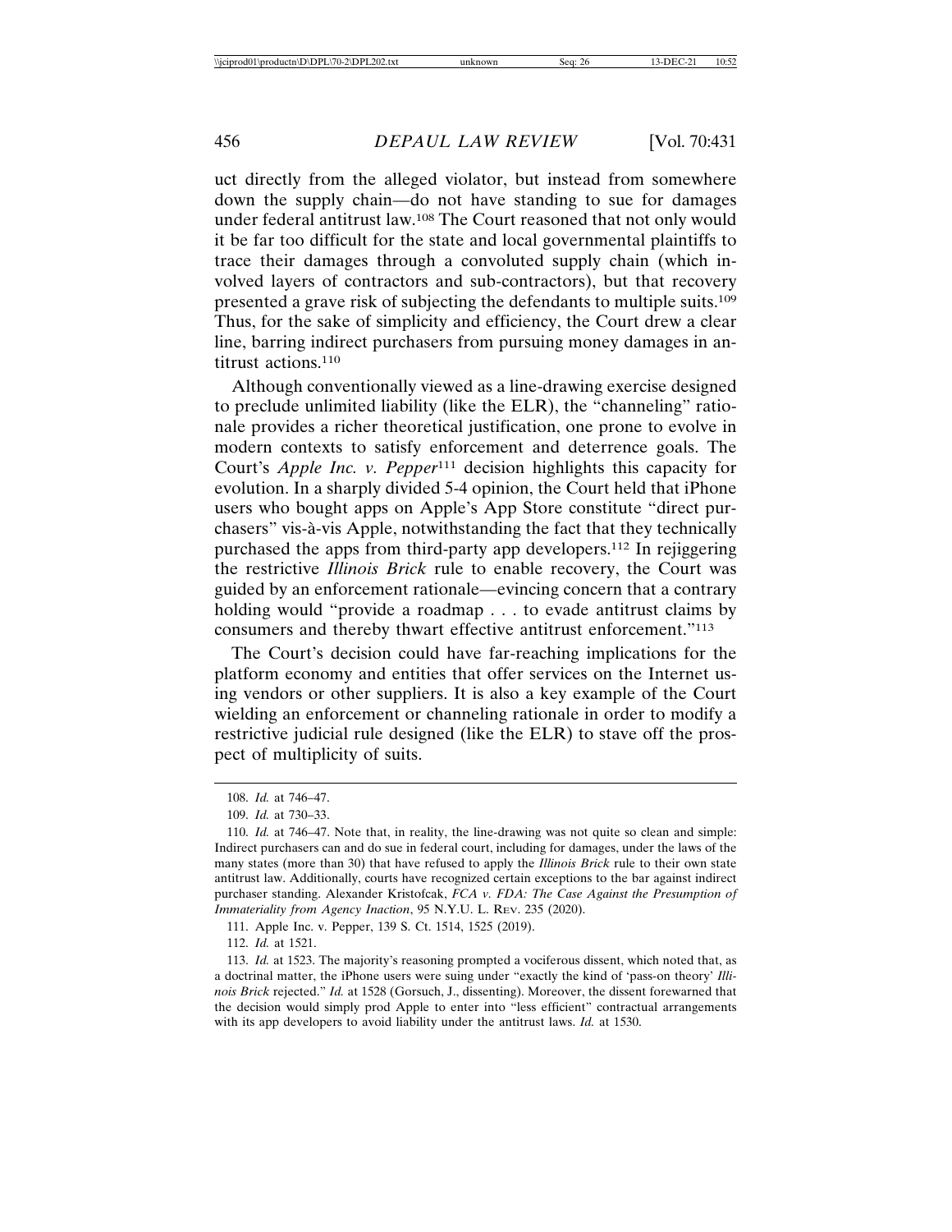uct directly from the alleged violator, but instead from somewhere down the supply chain—do not have standing to sue for damages under federal antitrust law.[108] The Court reasoned that not only would it be far too difficult for the state and local governmental plaintiffs to trace their damages through a convoluted supply chain (which involved layers of contractors and sub-contractors), but that recovery presented a grave risk of subjecting the defendants to multiple suits.[109] Thus, for the sake of simplicity and efficiency, the Court drew a clear line, barring indirect purchasers from pursuing money damages in antitrust actions.[110]

Although conventionally viewed as a line-drawing exercise designed to preclude unlimited liability (like the ELR), the "channeling" rationale provides a richer theoretical justification, one prone to evolve in modern contexts to satisfy enforcement and deterrence goals. The Court's *Apple Inc. v. Pepper*[111] decision highlights this capacity for evolution. In a sharply divided 5-4 opinion, the Court held that iPhone users who bought apps on Apple's App Store constitute "direct purchasers" vis-à-vis Apple, notwithstanding the fact that they technically purchased the apps from third-party app developers.[112] In rejiggering the restrictive *Illinois Brick* rule to enable recovery, the Court was guided by an enforcement rationale—evincing concern that a contrary holding would "provide a roadmap . . . to evade antitrust claims by consumers and thereby thwart effective antitrust enforcement."[113]

The Court's decision could have far-reaching implications for the platform economy and entities that offer services on the Internet using vendors or other suppliers. It is also a key example of the Court wielding an enforcement or channeling rationale in order to modify a restrictive judicial rule designed (like the ELR) to stave off the prospect of multiplicity of suits.

---

108. *Id.* at 746–47.

109. *Id.* at 730–33.

110. *Id.* at 746–47. Note that, in reality, the line-drawing was not quite so clean and simple: Indirect purchasers can and do sue in federal court, including for damages, under the laws of the many states (more than 30) that have refused to apply the *Illinois Brick* rule to their own state antitrust law. Additionally, courts have recognized certain exceptions to the bar against indirect purchaser standing. Alexander Kristofcak, *FCA v. FDA: The Case Against the Presumption of Immateriality from Agency Inaction*, 95 N.Y.U. L. Rev. 235 (2020).

111. Apple Inc. v. Pepper, 139 S. Ct. 1514, 1525 (2019).

112. *Id.* at 1521.

113. *Id.* at 1523. The majority's reasoning prompted a vociferous dissent, which noted that, as a doctrinal matter, the iPhone users were suing under "exactly the kind of 'pass-on theory' *Illinois Brick* rejected." *Id.* at 1528 (Gorsuch, J., dissenting). Moreover, the dissent forewarned that the decision would simply prod Apple to enter into "less efficient" contractual arrangements with its app developers to avoid liability under the antitrust laws. *Id.* at 1530.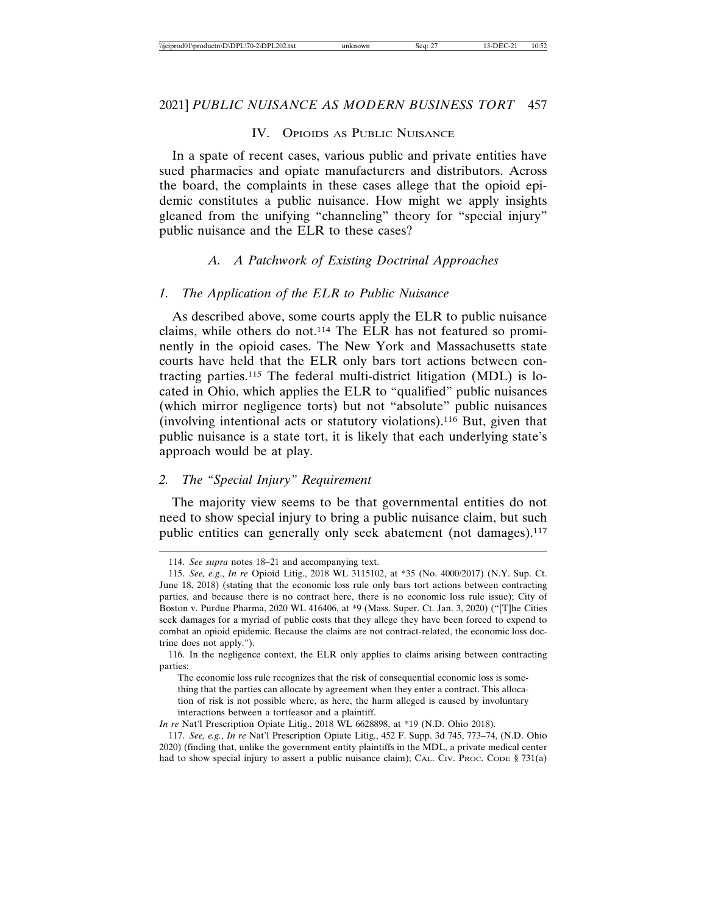## IV. Opioids as Public Nuisance

In a spate of recent cases, various public and private entities have sued pharmacies and opiate manufacturers and distributors. Across the board, the complaints in these cases allege that the opioid epidemic constitutes a public nuisance. How might we apply insights gleaned from the unifying "channeling" theory for "special injury" public nuisance and the ELR to these cases?

### *A. A Patchwork of Existing Doctrinal Approaches*

#### *1. The Application of the ELR to Public Nuisance*

As described above, some courts apply the ELR to public nuisance claims, while others do not.[114] The ELR has not featured so prominently in the opioid cases. The New York and Massachusetts state courts have held that the ELR only bars tort actions between contracting parties.[115] The federal multi-district litigation (MDL) is located in Ohio, which applies the ELR to "qualified" public nuisances (which mirror negligence torts) but not "absolute" public nuisances (involving intentional acts or statutory violations).[116] But, given that public nuisance is a state tort, it is likely that each underlying state's approach would be at play.

#### *2. The "Special Injury" Requirement*

The majority view seems to be that governmental entities do not need to show special injury to bring a public nuisance claim, but such public entities can generally only seek abatement (not damages).[117]

---

114. *See supra* notes 18–21 and accompanying text.

115. *See, e.g.*, *In re* Opioid Litig., 2018 WL 3115102, at *35 (No. 4000/2017) (N.Y. Sup. Ct. June 18, 2018) (stating that the economic loss rule only bars tort actions between contracting parties, and because there is no contract here, there is no economic loss rule issue); City of Boston v. Purdue Pharma, 2020 WL 416406, at *9 (Mass. Super. Ct. Jan. 3, 2020) ("[T]he Cities seek damages for a myriad of public costs that they allege they have been forced to expend to combat an opioid epidemic. Because the claims are not contract-related, the economic loss doctrine does not apply.").

116. In the negligence context, the ELR only applies to claims arising between contracting parties:

> The economic loss rule recognizes that the risk of consequential economic loss is something that the parties can allocate by agreement when they enter a contract. This allocation of risk is not possible where, as here, the harm alleged is caused by involuntary interactions between a tortfeasor and a plaintiff.

*In re* Nat'l Prescription Opiate Litig., 2018 WL 6628898, at *19 (N.D. Ohio 2018).

117. *See, e.g.*, *In re* Nat'l Prescription Opiate Litig., 452 F. Supp. 3d 745, 773–74, (N.D. Ohio 2020) (finding that, unlike the government entity plaintiffs in the MDL, a private medical center had to show special injury to assert a public nuisance claim); Cal. Civ. Proc. Code § 731(a)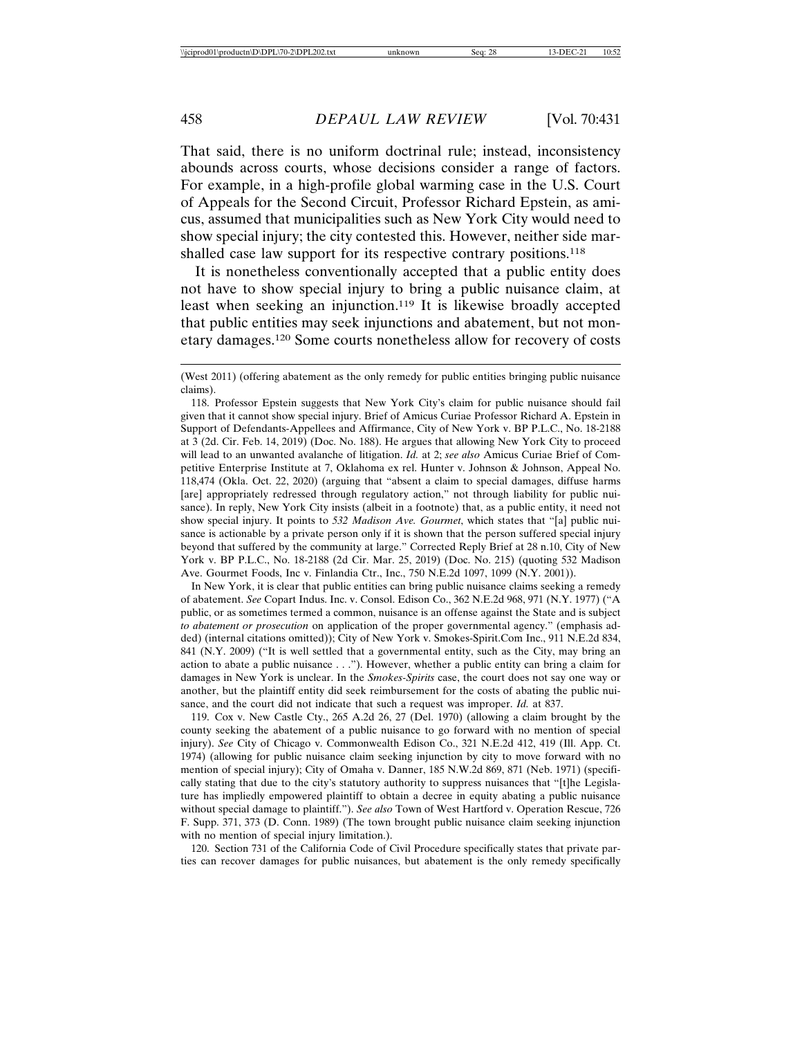That said, there is no uniform doctrinal rule; instead, inconsistency abounds across courts, whose decisions consider a range of factors. For example, in a high-profile global warming case in the U.S. Court of Appeals for the Second Circuit, Professor Richard Epstein, as amicus, assumed that municipalities such as New York City would need to show special injury; the city contested this. However, neither side marshalled case law support for its respective contrary positions.[118]

It is nonetheless conventionally accepted that a public entity does not have to show special injury to bring a public nuisance claim, at least when seeking an injunction.[119] It is likewise broadly accepted that public entities may seek injunctions and abatement, but not monetary damages.[120] Some courts nonetheless allow for recovery of costs

---

(West 2011) (offering abatement as the only remedy for public entities bringing public nuisance claims).

118. Professor Epstein suggests that New York City's claim for public nuisance should fail given that it cannot show special injury. Brief of Amicus Curiae Professor Richard A. Epstein in Support of Defendants-Appellees and Affirmance, City of New York v. BP P.L.C., No. 18-2188 at 3 (2d. Cir. Feb. 14, 2019) (Doc. No. 188). He argues that allowing New York City to proceed will lead to an unwanted avalanche of litigation. *Id.* at 2; *see also* Amicus Curiae Brief of Competitive Enterprise Institute at 7, Oklahoma ex rel. Hunter v. Johnson & Johnson, Appeal No. 118,474 (Okla. Oct. 22, 2020) (arguing that "absent a claim to special damages, diffuse harms [are] appropriately redressed through regulatory action," not through liability for public nuisance). In reply, New York City insists (albeit in a footnote) that, as a public entity, it need not show special injury. It points to *532 Madison Ave. Gourmet*, which states that "[a] public nuisance is actionable by a private person only if it is shown that the person suffered special injury beyond that suffered by the community at large." Corrected Reply Brief at 28 n.10, City of New York v. BP P.L.C., No. 18-2188 (2d Cir. Mar. 25, 2019) (Doc. No. 215) (quoting 532 Madison Ave. Gourmet Foods, Inc v. Finlandia Ctr., Inc., 750 N.E.2d 1097, 1099 (N.Y. 2001)).

In New York, it is clear that public entities can bring public nuisance claims seeking a remedy of abatement. *See* Copart Indus. Inc. v. Consol. Edison Co., 362 N.E.2d 968, 971 (N.Y. 1977) ("A public, or as sometimes termed a common, nuisance is an offense against the State and is subject *to abatement or prosecution* on application of the proper governmental agency." (emphasis added) (internal citations omitted)); City of New York v. Smokes-Spirit.Com Inc., 911 N.E.2d 834, 841 (N.Y. 2009) ("It is well settled that a governmental entity, such as the City, may bring an action to abate a public nuisance . . ."). However, whether a public entity can bring a claim for damages in New York is unclear. In the *Smokes-Spirits* case, the court does not say one way or another, but the plaintiff entity did seek reimbursement for the costs of abating the public nuisance, and the court did not indicate that such a request was improper. *Id.* at 837.

119. Cox v. New Castle Cty., 265 A.2d 26, 27 (Del. 1970) (allowing a claim brought by the county seeking the abatement of a public nuisance to go forward with no mention of special injury). *See* City of Chicago v. Commonwealth Edison Co., 321 N.E.2d 412, 419 (Ill. App. Ct. 1974) (allowing for public nuisance claim seeking injunction by city to move forward with no mention of special injury); City of Omaha v. Danner, 185 N.W.2d 869, 871 (Neb. 1971) (specifically stating that due to the city's statutory authority to suppress nuisances that "[t]he Legislature has impliedly empowered plaintiff to obtain a decree in equity abating a public nuisance without special damage to plaintiff."). *See also* Town of West Hartford v. Operation Rescue, 726 F. Supp. 371, 373 (D. Conn. 1989) (The town brought public nuisance claim seeking injunction with no mention of special injury limitation.).

120. Section 731 of the California Code of Civil Procedure specifically states that private parties can recover damages for public nuisances, but abatement is the only remedy specifically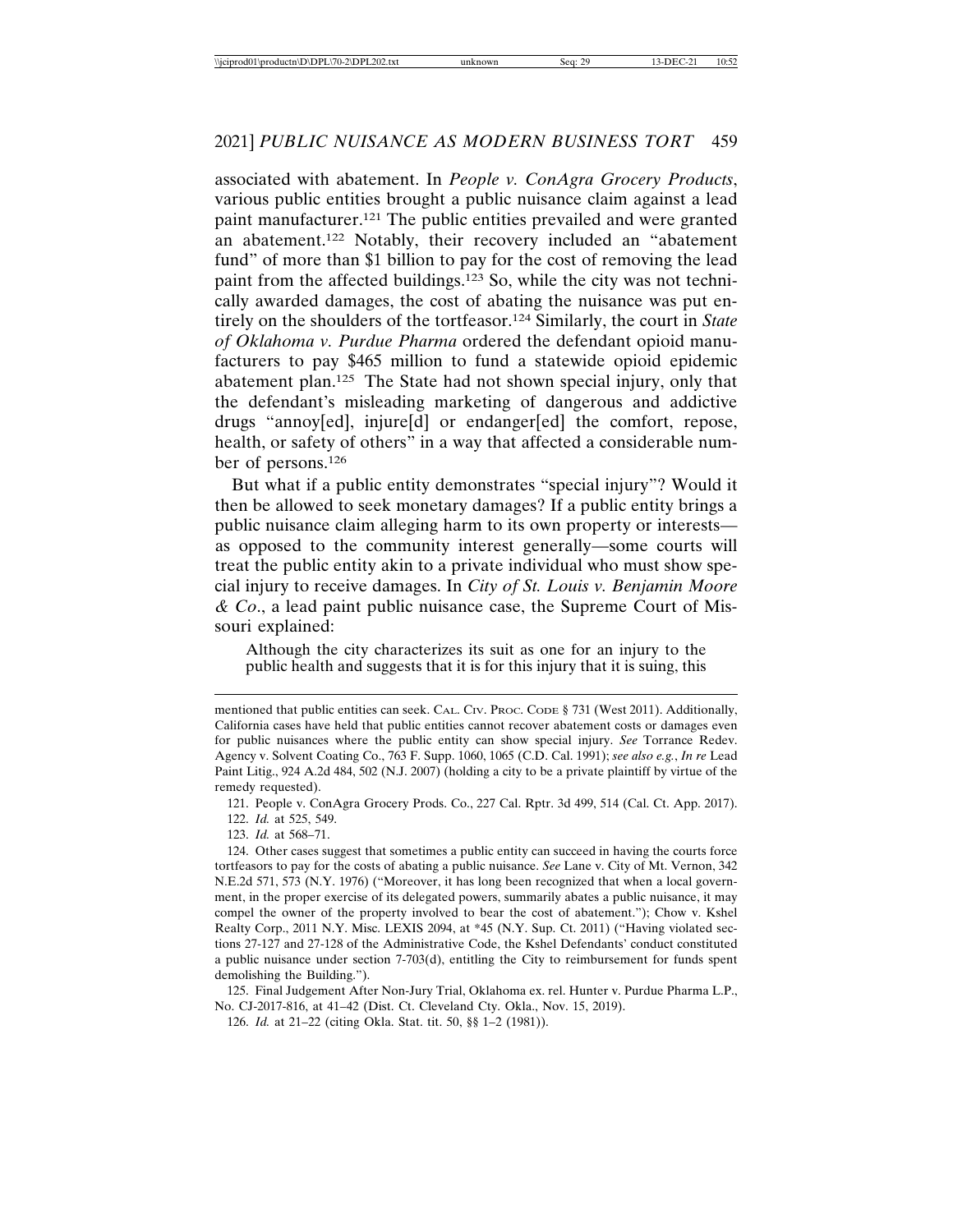associated with abatement. In *People v. ConAgra Grocery Products*, various public entities brought a public nuisance claim against a lead paint manufacturer.[121] The public entities prevailed and were granted an abatement.[122] Notably, their recovery included an "abatement fund" of more than $1 billion to pay for the cost of removing the lead paint from the affected buildings.[123] So, while the city was not technically awarded damages, the cost of abating the nuisance was put entirely on the shoulders of the tortfeasor.[124] Similarly, the court in *State of Oklahoma v. Purdue Pharma* ordered the defendant opioid manufacturers to pay $465 million to fund a statewide opioid epidemic abatement plan.[125] The State had not shown special injury, only that the defendant's misleading marketing of dangerous and addictive drugs "annoy[ed], injure[d] or endanger[ed] the comfort, repose, health, or safety of others" in a way that affected a considerable number of persons.[126]

But what if a public entity demonstrates "special injury"? Would it then be allowed to seek monetary damages? If a public entity brings a public nuisance claim alleging harm to its own property or interests—as opposed to the community interest generally—some courts will treat the public entity akin to a private individual who must show special injury to receive damages. In *City of St. Louis v. Benjamin Moore & Co*., a lead paint public nuisance case, the Supreme Court of Missouri explained:

> Although the city characterizes its suit as one for an injury to the public health and suggests that it is for this injury that it is suing, this

---

mentioned that public entities can seek. Cal. Civ. Proc. Code § 731 (West 2011). Additionally, California cases have held that public entities cannot recover abatement costs or damages even for public nuisances where the public entity can show special injury. *See* Torrance Redev. Agency v. Solvent Coating Co., 763 F. Supp. 1060, 1065 (C.D. Cal. 1991); *see also e.g.*, *In re* Lead Paint Litig., 924 A.2d 484, 502 (N.J. 2007) (holding a city to be a private plaintiff by virtue of the remedy requested).

121. People v. ConAgra Grocery Prods. Co., 227 Cal. Rptr. 3d 499, 514 (Cal. Ct. App. 2017).

122. *Id.* at 525, 549.

123. *Id.* at 568–71.

124. Other cases suggest that sometimes a public entity can succeed in having the courts force tortfeasors to pay for the costs of abating a public nuisance. *See* Lane v. City of Mt. Vernon, 342 N.E.2d 571, 573 (N.Y. 1976) ("Moreover, it has long been recognized that when a local government, in the proper exercise of its delegated powers, summarily abates a public nuisance, it may compel the owner of the property involved to bear the cost of abatement."); Chow v. Kshel Realty Corp., 2011 N.Y. Misc. LEXIS 2094, at *45 (N.Y. Sup. Ct. 2011) ("Having violated sections 27-127 and 27-128 of the Administrative Code, the Kshel Defendants' conduct constituted a public nuisance under section 7-703(d), entitling the City to reimbursement for funds spent demolishing the Building.").

125. Final Judgement After Non-Jury Trial, Oklahoma ex. rel. Hunter v. Purdue Pharma L.P., No. CJ-2017-816, at 41–42 (Dist. Ct. Cleveland Cty. Okla., Nov. 15, 2019).

126. *Id.* at 21–22 (citing Okla. Stat. tit. 50, §§ 1–2 (1981)).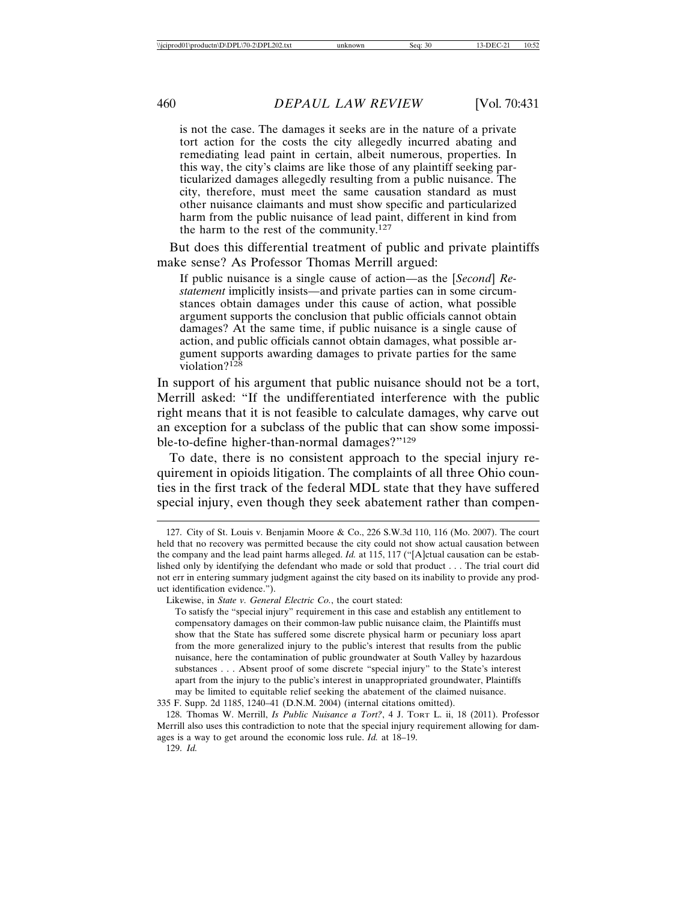is not the case. The damages it seeks are in the nature of a private tort action for the costs the city allegedly incurred abating and remediating lead paint in certain, albeit numerous, properties. In this way, the city's claims are like those of any plaintiff seeking particularized damages allegedly resulting from a public nuisance. The city, therefore, must meet the same causation standard as must other nuisance claimants and must show specific and particularized harm from the public nuisance of lead paint, different in kind from the harm to the rest of the community.[127]

But does this differential treatment of public and private plaintiffs make sense? As Professor Thomas Merrill argued:

> If public nuisance is a single cause of action—as the [*Second*] *Restatement* implicitly insists—and private parties can in some circumstances obtain damages under this cause of action, what possible argument supports the conclusion that public officials cannot obtain damages? At the same time, if public nuisance is a single cause of action, and public officials cannot obtain damages, what possible argument supports awarding damages to private parties for the same violation?[128]

In support of his argument that public nuisance should not be a tort, Merrill asked: "If the undifferentiated interference with the public right means that it is not feasible to calculate damages, why carve out an exception for a subclass of the public that can show some impossible-to-define higher-than-normal damages?"[129]

To date, there is no consistent approach to the special injury requirement in opioids litigation. The complaints of all three Ohio counties in the first track of the federal MDL state that they have suffered special injury, even though they seek abatement rather than compen-

---

127. City of St. Louis v. Benjamin Moore & Co., 226 S.W.3d 110, 116 (Mo. 2007). The court held that no recovery was permitted because the city could not show actual causation between the company and the lead paint harms alleged. *Id.* at 115, 117 ("[A]ctual causation can be established only by identifying the defendant who made or sold that product . . . The trial court did not err in entering summary judgment against the city based on its inability to provide any product identification evidence.").

Likewise, in *State v. General Electric Co.*, the court stated:

> To satisfy the "special injury" requirement in this case and establish any entitlement to compensatory damages on their common-law public nuisance claim, the Plaintiffs must show that the State has suffered some discrete physical harm or pecuniary loss apart from the more generalized injury to the public's interest that results from the public nuisance, here the contamination of public groundwater at South Valley by hazardous substances . . . Absent proof of some discrete "special injury" to the State's interest apart from the injury to the public's interest in unappropriated groundwater, Plaintiffs may be limited to equitable relief seeking the abatement of the claimed nuisance.

335 F. Supp. 2d 1185, 1240–41 (D.N.M. 2004) (internal citations omitted).

128. Thomas W. Merrill, *Is Public Nuisance a Tort?*, 4 J. Tort L. ii, 18 (2011). Professor Merrill also uses this contradiction to note that the special injury requirement allowing for damages is a way to get around the economic loss rule. *Id.* at 18–19.

129. *Id.*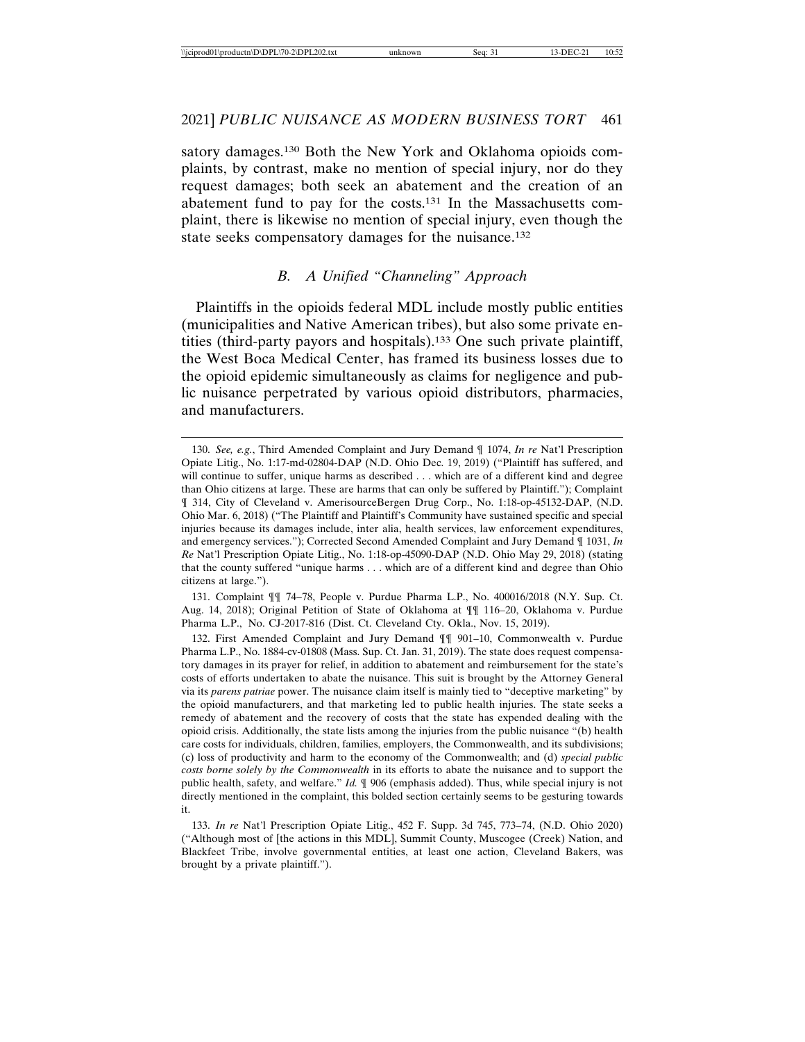satory damages.[130] Both the New York and Oklahoma opioids complaints, by contrast, make no mention of special injury, nor do they request damages; both seek an abatement and the creation of an abatement fund to pay for the costs.[131] In the Massachusetts complaint, there is likewise no mention of special injury, even though the state seeks compensatory damages for the nuisance.[132]

### *B. A Unified "Channeling" Approach*

Plaintiffs in the opioids federal MDL include mostly public entities (municipalities and Native American tribes), but also some private entities (third-party payors and hospitals).[133] One such private plaintiff, the West Boca Medical Center, has framed its business losses due to the opioid epidemic simultaneously as claims for negligence and public nuisance perpetrated by various opioid distributors, pharmacies, and manufacturers.

---

130. *See, e.g.*, Third Amended Complaint and Jury Demand ¶ 1074, *In re* Nat'l Prescription Opiate Litig., No. 1:17-md-02804-DAP (N.D. Ohio Dec. 19, 2019) ("Plaintiff has suffered, and will continue to suffer, unique harms as described . . . which are of a different kind and degree than Ohio citizens at large. These are harms that can only be suffered by Plaintiff."); Complaint ¶ 314, City of Cleveland v. AmerisourceBergen Drug Corp., No. 1:18-op-45132-DAP, (N.D. Ohio Mar. 6, 2018) ("The Plaintiff and Plaintiff's Community have sustained specific and special injuries because its damages include, inter alia, health services, law enforcement expenditures, and emergency services."); Corrected Second Amended Complaint and Jury Demand ¶ 1031, *In Re* Nat'l Prescription Opiate Litig., No. 1:18-op-45090-DAP (N.D. Ohio May 29, 2018) (stating that the county suffered "unique harms . . . which are of a different kind and degree than Ohio citizens at large.").

131. Complaint ¶¶ 74–78, People v. Purdue Pharma L.P., No. 400016/2018 (N.Y. Sup. Ct. Aug. 14, 2018); Original Petition of State of Oklahoma at ¶¶ 116–20, Oklahoma v. Purdue Pharma L.P., No. CJ-2017-816 (Dist. Ct. Cleveland Cty. Okla., Nov. 15, 2019).

132. First Amended Complaint and Jury Demand ¶¶ 901–10, Commonwealth v. Purdue Pharma L.P., No. 1884-cv-01808 (Mass. Sup. Ct. Jan. 31, 2019). The state does request compensatory damages in its prayer for relief, in addition to abatement and reimbursement for the state's costs of efforts undertaken to abate the nuisance. This suit is brought by the Attorney General via its *parens patriae* power. The nuisance claim itself is mainly tied to "deceptive marketing" by the opioid manufacturers, and that marketing led to public health injuries. The state seeks a remedy of abatement and the recovery of costs that the state has expended dealing with the opioid crisis. Additionally, the state lists among the injuries from the public nuisance "(b) health care costs for individuals, children, families, employers, the Commonwealth, and its subdivisions; (c) loss of productivity and harm to the economy of the Commonwealth; and (d) *special public costs borne solely by the Commonwealth* in its efforts to abate the nuisance and to support the public health, safety, and welfare." *Id.* ¶ 906 (emphasis added). Thus, while special injury is not directly mentioned in the complaint, this bolded section certainly seems to be gesturing towards it.

133. *In re* Nat'l Prescription Opiate Litig., 452 F. Supp. 3d 745, 773–74, (N.D. Ohio 2020) ("Although most of [the actions in this MDL], Summit County, Muscogee (Creek) Nation, and Blackfeet Tribe, involve governmental entities, at least one action, Cleveland Bakers, was brought by a private plaintiff.").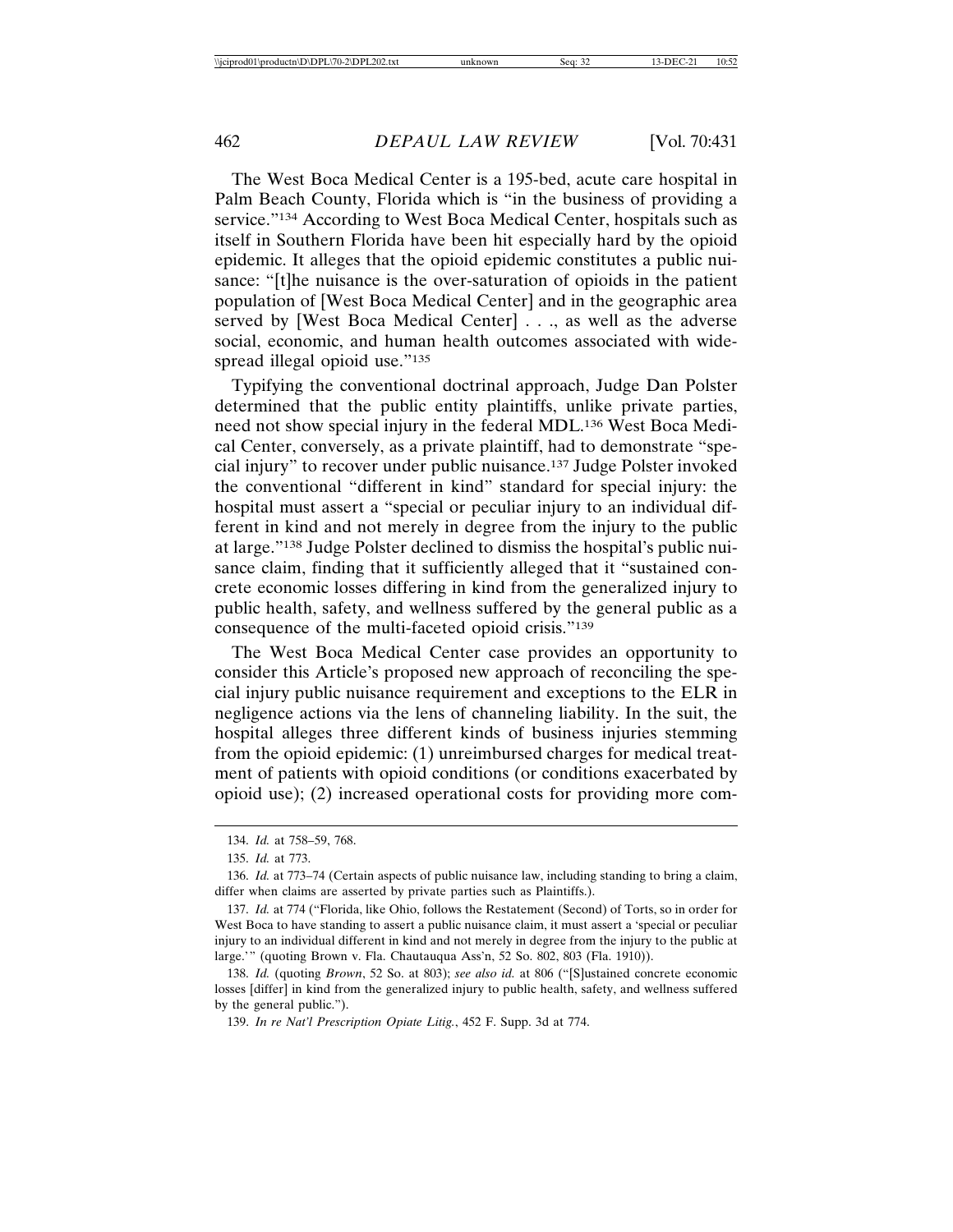The West Boca Medical Center is a 195-bed, acute care hospital in Palm Beach County, Florida which is "in the business of providing a service."[134] According to West Boca Medical Center, hospitals such as itself in Southern Florida have been hit especially hard by the opioid epidemic. It alleges that the opioid epidemic constitutes a public nuisance: "[t]he nuisance is the over-saturation of opioids in the patient population of [West Boca Medical Center] and in the geographic area served by [West Boca Medical Center] . . ., as well as the adverse social, economic, and human health outcomes associated with widespread illegal opioid use."[135]

Typifying the conventional doctrinal approach, Judge Dan Polster determined that the public entity plaintiffs, unlike private parties, need not show special injury in the federal MDL.[136] West Boca Medical Center, conversely, as a private plaintiff, had to demonstrate "special injury" to recover under public nuisance.[137] Judge Polster invoked the conventional "different in kind" standard for special injury: the hospital must assert a "special or peculiar injury to an individual different in kind and not merely in degree from the injury to the public at large."[138] Judge Polster declined to dismiss the hospital's public nuisance claim, finding that it sufficiently alleged that it "sustained concrete economic losses differing in kind from the generalized injury to public health, safety, and wellness suffered by the general public as a consequence of the multi-faceted opioid crisis."[139]

The West Boca Medical Center case provides an opportunity to consider this Article's proposed new approach of reconciling the special injury public nuisance requirement and exceptions to the ELR in negligence actions via the lens of channeling liability. In the suit, the hospital alleges three different kinds of business injuries stemming from the opioid epidemic: (1) unreimbursed charges for medical treatment of patients with opioid conditions (or conditions exacerbated by opioid use); (2) increased operational costs for providing more com-

---

134. *Id.* at 758–59, 768.

135. *Id.* at 773.

136. *Id.* at 773–74 (Certain aspects of public nuisance law, including standing to bring a claim, differ when claims are asserted by private parties such as Plaintiffs.).

137. *Id.* at 774 ("Florida, like Ohio, follows the Restatement (Second) of Torts, so in order for West Boca to have standing to assert a public nuisance claim, it must assert a 'special or peculiar injury to an individual different in kind and not merely in degree from the injury to the public at large.'" (quoting Brown v. Fla. Chautauqua Ass'n, 52 So. 802, 803 (Fla. 1910)).

138. *Id.* (quoting *Brown*, 52 So. at 803); *see also id.* at 806 ("[S]ustained concrete economic losses [differ] in kind from the generalized injury to public health, safety, and wellness suffered by the general public.").

139. *In re Nat'l Prescription Opiate Litig.*, 452 F. Supp. 3d at 774.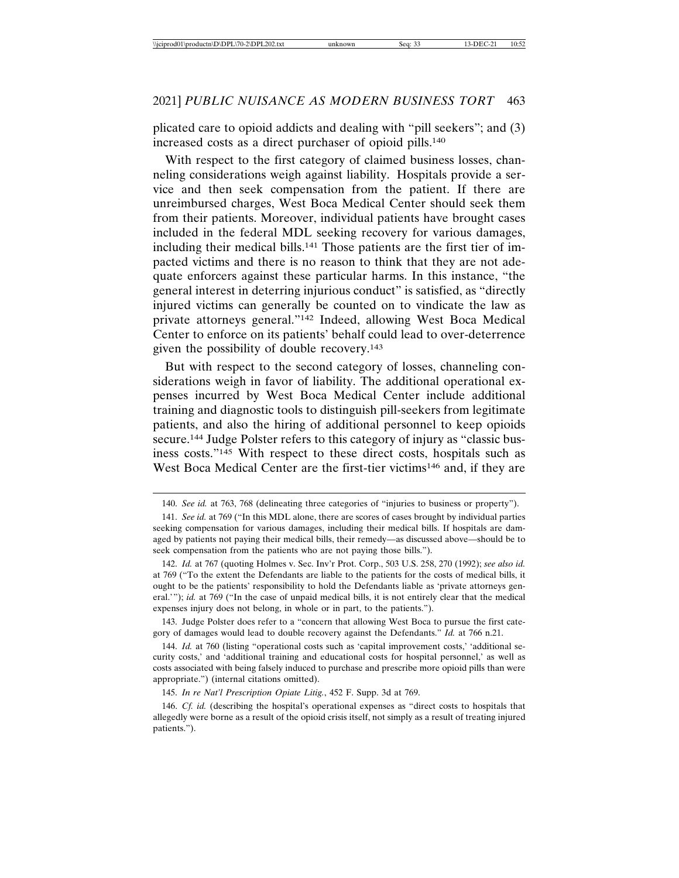plicated care to opioid addicts and dealing with "pill seekers"; and (3) increased costs as a direct purchaser of opioid pills.[140]

With respect to the first category of claimed business losses, channeling considerations weigh against liability. Hospitals provide a service and then seek compensation from the patient. If there are unreimbursed charges, West Boca Medical Center should seek them from their patients. Moreover, individual patients have brought cases included in the federal MDL seeking recovery for various damages, including their medical bills.[141] Those patients are the first tier of impacted victims and there is no reason to think that they are not adequate enforcers against these particular harms. In this instance, "the general interest in deterring injurious conduct" is satisfied, as "directly injured victims can generally be counted on to vindicate the law as private attorneys general."[142] Indeed, allowing West Boca Medical Center to enforce on its patients' behalf could lead to over-deterrence given the possibility of double recovery.[143]

But with respect to the second category of losses, channeling considerations weigh in favor of liability. The additional operational expenses incurred by West Boca Medical Center include additional training and diagnostic tools to distinguish pill-seekers from legitimate patients, and also the hiring of additional personnel to keep opioids secure.[144] Judge Polster refers to this category of injury as "classic business costs."[145] With respect to these direct costs, hospitals such as West Boca Medical Center are the first-tier victims[146] and, if they are

---

140. *See id.* at 763, 768 (delineating three categories of "injuries to business or property").

141. *See id.* at 769 ("In this MDL alone, there are scores of cases brought by individual parties seeking compensation for various damages, including their medical bills. If hospitals are damaged by patients not paying their medical bills, their remedy—as discussed above—should be to seek compensation from the patients who are not paying those bills.").

142. *Id.* at 767 (quoting Holmes v. Sec. Inv'r Prot. Corp., 503 U.S. 258, 270 (1992); *see also id.* at 769 ("To the extent the Defendants are liable to the patients for the costs of medical bills, it ought to be the patients' responsibility to hold the Defendants liable as 'private attorneys general.'"); *id.* at 769 ("In the case of unpaid medical bills, it is not entirely clear that the medical expenses injury does not belong, in whole or in part, to the patients.").

143. Judge Polster does refer to a "concern that allowing West Boca to pursue the first category of damages would lead to double recovery against the Defendants." *Id.* at 766 n.21.

144. *Id.* at 760 (listing "operational costs such as 'capital improvement costs,' 'additional security costs,' and 'additional training and educational costs for hospital personnel,' as well as costs associated with being falsely induced to purchase and prescribe more opioid pills than were appropriate.") (internal citations omitted).

145. *In re Nat'l Prescription Opiate Litig.*, 452 F. Supp. 3d at 769.

146. *Cf. id.* (describing the hospital's operational expenses as "direct costs to hospitals that allegedly were borne as a result of the opioid crisis itself, not simply as a result of treating injured patients.").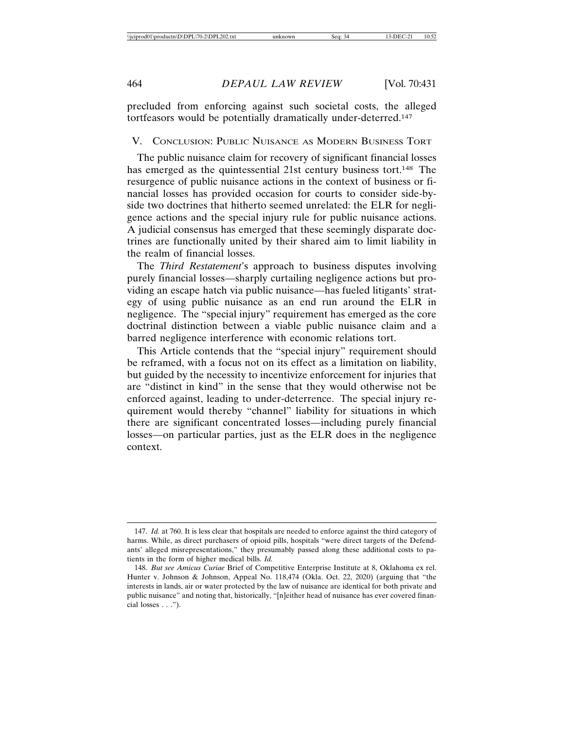precluded from enforcing against such societal costs, the alleged tortfeasors would be potentially dramatically under-deterred.[147]

## V. Conclusion: Public Nuisance as Modern Business Tort

The public nuisance claim for recovery of significant financial losses has emerged as the quintessential 21st century business tort.[148] The resurgence of public nuisance actions in the context of business or financial losses has provided occasion for courts to consider side-by-side two doctrines that hitherto seemed unrelated: the ELR for negligence actions and the special injury rule for public nuisance actions. A judicial consensus has emerged that these seemingly disparate doctrines are functionally united by their shared aim to limit liability in the realm of financial losses.

The *Third Restatement*'s approach to business disputes involving purely financial losses—sharply curtailing negligence actions but providing an escape hatch via public nuisance—has fueled litigants' strategy of using public nuisance as an end run around the ELR in negligence. The "special injury" requirement has emerged as the core doctrinal distinction between a viable public nuisance claim and a barred negligence interference with economic relations tort.

This Article contends that the "special injury" requirement should be reframed, with a focus not on its effect as a limitation on liability, but guided by the necessity to incentivize enforcement for injuries that are "distinct in kind" in the sense that they would otherwise not be enforced against, leading to under-deterrence. The special injury requirement would thereby "channel" liability for situations in which there are significant concentrated losses—including purely financial losses—on particular parties, just as the ELR does in the negligence context.

---

147. *Id.* at 760. It is less clear that hospitals are needed to enforce against the third category of harms. While, as direct purchasers of opioid pills, hospitals "were direct targets of the Defendants' alleged misrepresentations," they presumably passed along these additional costs to patients in the form of higher medical bills. *Id.*

148. *But see Amicus Curiae* Brief of Competitive Enterprise Institute at 8, Oklahoma ex rel. Hunter v. Johnson & Johnson, Appeal No. 118,474 (Okla. Oct. 22, 2020) (arguing that "the interests in lands, air or water protected by the law of nuisance are identical for both private and public nuisance" and noting that, historically, "[n]either head of nuisance has ever covered financial losses . . .").